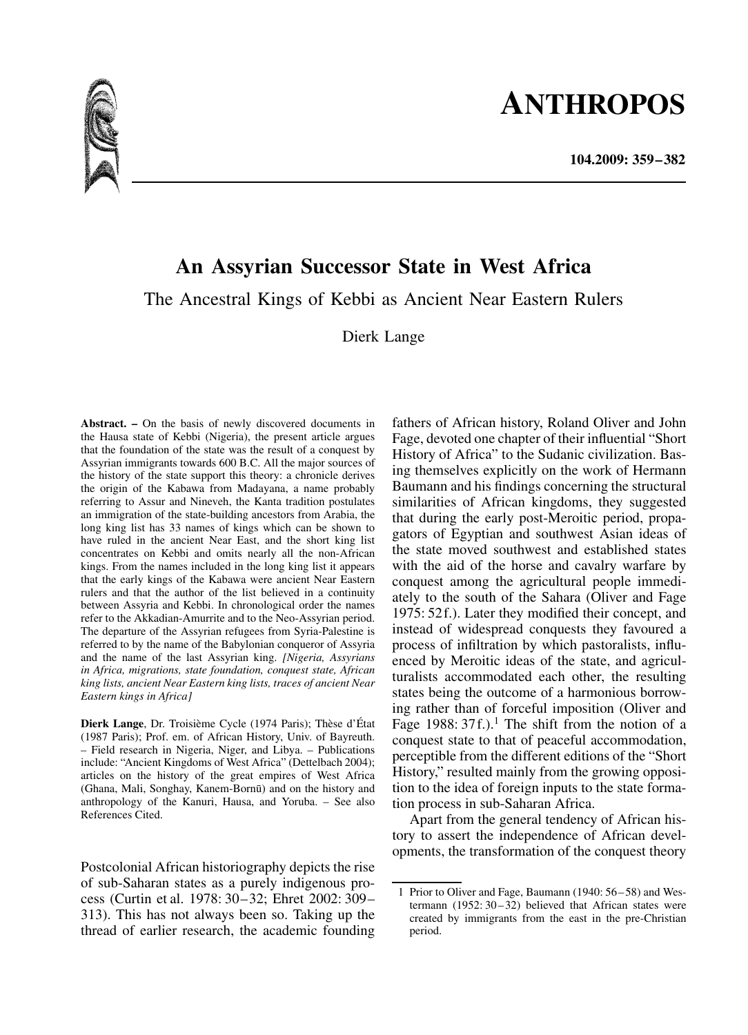# An Assyrian Successor State in West Africa

## The Ancestral Kings of Kebbi as Ancient Near Eastern Rulers

Dierk Lange

**Abstract. –** On the basis of newly discovered documents in the Hausa state of Kebbi (Nigeria), the present article argues that the foundation of the state was the result of a conquest by Assyrian immigrants towards 600 B.C. All the major sources of the history of the state support this theory: a chronicle derives the origin of the Kabawa from Madayana, a name probably referring to Assur and Nineveh, the Kanta tradition postulates an immigration of the state-building ancestors from Arabia, the long king list has 33 names of kings which can be shown to have ruled in the ancient Near East, and the short king list concentrates on Kebbi and omits nearly all the non-African kings. From the names included in the long king list it appears that the early kings of the Kabawa were ancient Near Eastern rulers and that the author of the list believed in a continuity between Assyria and Kebbi. In chronological order the names refer to the Akkadian-Amurrite and to the Neo-Assyrian period. The departure of the Assyrian refugees from Syria-Palestine is referred to by the name of the Babylonian conqueror of Assyria and the name of the last Assyrian king. *[Nigeria, Assyrians in Africa, migrations, state foundation, conquest state, African king lists, ancient Near Eastern king lists, traces of ancient Near Eastern kings in Africa]*

**Dierk Lange**, Dr. Troisième Cycle (1974 Paris); Thèse d'État (1987 Paris); Prof. em. of African History, Univ. of Bayreuth. – Field research in Nigeria, Niger, and Libya. – Publications include: "Ancient Kingdoms of West Africa" (Dettelbach 2004); articles on the history of the great empires of West Africa (Ghana, Mali, Songhay, Kanem-Bornū) and on the history and anthropology of the Kanuri, Hausa, and Yoruba. – See also References Cited.

Postcolonial African historiography depicts the rise of sub-Saharan states as a purely indigenous process (Curtin et al. 1978: 30–32; Ehret 2002: 309–313). This has not always been so. Taking up the thread of earlier research, the academic founding fathers of African history, Roland Oliver and John Fage, devoted one chapter of their influential "Short History of Africa" to the Sudanic civilization. Basing themselves explicitly on the work of Hermann Baumann and his findings concerning the structural similarities of African kingdoms, they suggested that during the early post-Meroitic period, propagators of Egyptian and southwest Asian ideas of the state moved southwest and established states with the aid of the horse and cavalry warfare by conquest among the agricultural people immediately to the south of the Sahara (Oliver and Fage 1975: 52 f.). Later they modified their concept, and instead of widespread conquests they favoured a process of infiltration by which pastoralists, influenced by Meroitic ideas of the state, and agriculturalists accommodated each other, the resulting states being the outcome of a harmonious borrowing rather than of forceful imposition (Oliver and Fage 1988: 37 f.).[1] The shift from the notion of a conquest state to that of peaceful accommodation, perceptible from the different editions of the "Short History," resulted mainly from the growing opposition to the idea of foreign inputs to the state formation process in sub-Saharan Africa.

Apart from the general tendency of African history to assert the independence of African developments, the transformation of the conquest theory

1 Prior to Oliver and Fage, Baumann (1940: 56–58) and Westermann (1952: 30–32) believed that African states were created by immigrants from the east in the pre-Christian period.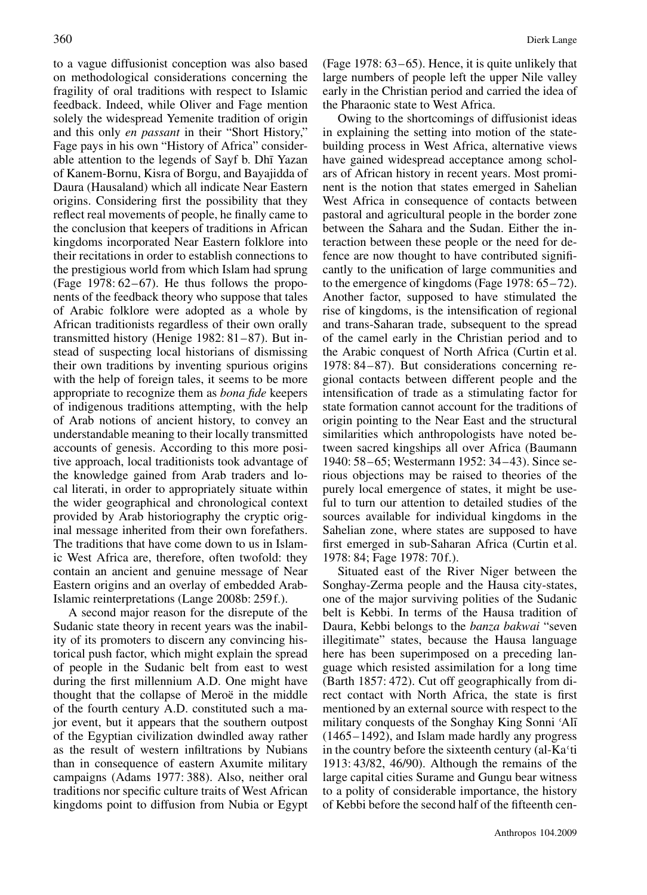to a vague diffusionist conception was also based on methodological considerations concerning the fragility of oral traditions with respect to Islamic feedback. Indeed, while Oliver and Fage mention solely the widespread Yemenite tradition of origin and this only *en passant* in their "Short History," Fage pays in his own "History of Africa" considerable attention to the legends of Sayf b. Dhī Yazan of Kanem-Bornu, Kisra of Borgu, and Bayajidda of Daura (Hausaland) which all indicate Near Eastern origins. Considering first the possibility that they reflect real movements of people, he finally came to the conclusion that keepers of traditions in African kingdoms incorporated Near Eastern folklore into their recitations in order to establish connections to the prestigious world from which Islam had sprung (Fage 1978: 62–67). He thus follows the proponents of the feedback theory who suppose that tales of Arabic folklore were adopted as a whole by African traditionists regardless of their own orally transmitted history (Henige 1982: 81–87). But instead of suspecting local historians of dismissing their own traditions by inventing spurious origins with the help of foreign tales, it seems to be more appropriate to recognize them as *bona fide* keepers of indigenous traditions attempting, with the help of Arab notions of ancient history, to convey an understandable meaning to their locally transmitted accounts of genesis. According to this more positive approach, local traditionists took advantage of the knowledge gained from Arab traders and local literati, in order to appropriately situate within the wider geographical and chronological context provided by Arab historiography the cryptic original message inherited from their own forefathers. The traditions that have come down to us in Islamic West Africa are, therefore, often twofold: they contain an ancient and genuine message of Near Eastern origins and an overlay of embedded Arab-Islamic reinterpretations (Lange 2008b: 259 f.).

A second major reason for the disrepute of the Sudanic state theory in recent years was the inability of its promoters to discern any convincing historical push factor, which might explain the spread of people in the Sudanic belt from east to west during the first millennium A.D. One might have thought that the collapse of Meroë in the middle of the fourth century A.D. constituted such a major event, but it appears that the southern outpost of the Egyptian civilization dwindled away rather as the result of western infiltrations by Nubians than in consequence of eastern Axumite military campaigns (Adams 1977: 388). Also, neither oral traditions nor specific culture traits of West African kingdoms point to diffusion from Nubia or Egypt (Fage 1978: 63–65). Hence, it is quite unlikely that large numbers of people left the upper Nile valley early in the Christian period and carried the idea of the Pharaonic state to West Africa.

Owing to the shortcomings of diffusionist ideas in explaining the setting into motion of the state-building process in West Africa, alternative views have gained widespread acceptance among scholars of African history in recent years. Most prominent is the notion that states emerged in Sahelian West Africa in consequence of contacts between pastoral and agricultural people in the border zone between the Sahara and the Sudan. Either the interaction between these people or the need for defence are now thought to have contributed significantly to the unification of large communities and to the emergence of kingdoms (Fage 1978: 65–72). Another factor, supposed to have stimulated the rise of kingdoms, is the intensification of regional and trans-Saharan trade, subsequent to the spread of the camel early in the Christian period and to the Arabic conquest of North Africa (Curtin et al. 1978: 84–87). But considerations concerning regional contacts between different people and the intensification of trade as a stimulating factor for state formation cannot account for the traditions of origin pointing to the Near East and the structural similarities which anthropologists have noted between sacred kingships all over Africa (Baumann 1940: 58–65; Westermann 1952: 34–43). Since serious objections may be raised to theories of the purely local emergence of states, it might be useful to turn our attention to detailed studies of the sources available for individual kingdoms in the Sahelian zone, where states are supposed to have first emerged in sub-Saharan Africa (Curtin et al. 1978: 84; Fage 1978: 70 f.).

Situated east of the River Niger between the Songhay-Zerma people and the Hausa city-states, one of the major surviving polities of the Sudanic belt is Kebbi. In terms of the Hausa tradition of Daura, Kebbi belongs to the *banza bakwai* "seven illegitimate" states, because the Hausa language here has been superimposed on a preceding language which resisted assimilation for a long time (Barth 1857: 472). Cut off geographically from direct contact with North Africa, the state is first mentioned by an external source with respect to the military conquests of the Songhay King Sonni ʿAlī (1465–1492), and Islam made hardly any progress in the country before the sixteenth century (al-Kaʿti 1913: 43/82, 46/90). Although the remains of the large capital cities Surame and Gungu bear witness to a polity of considerable importance, the history of Kebbi before the second half of the fifteenth cen-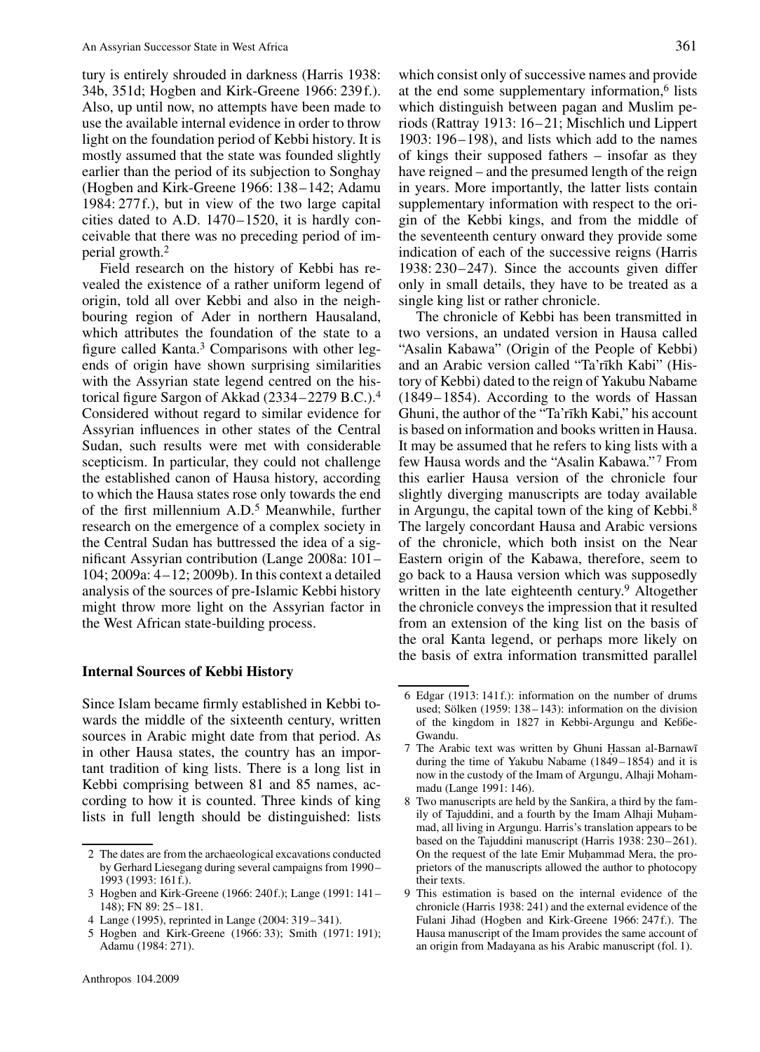tury is entirely shrouded in darkness (Harris 1938: 34b, 351d; Hogben and Kirk-Greene 1966: 239 f.). Also, up until now, no attempts have been made to use the available internal evidence in order to throw light on the foundation period of Kebbi history. It is mostly assumed that the state was founded slightly earlier than the period of its subjection to Songhay (Hogben and Kirk-Greene 1966: 138–142; Adamu 1984: 277 f.), but in view of the two large capital cities dated to A.D. 1470–1520, it is hardly conceivable that there was no preceding period of imperial growth.[2]

Field research on the history of Kebbi has revealed the existence of a rather uniform legend of origin, told all over Kebbi and also in the neighbouring region of Ader in northern Hausaland, which attributes the foundation of the state to a figure called Kanta.[3] Comparisons with other legends of origin have shown surprising similarities with the Assyrian state legend centred on the historical figure Sargon of Akkad (2334–2279 B.C.).[4] Considered without regard to similar evidence for Assyrian influences in other states of the Central Sudan, such results were met with considerable scepticism. In particular, they could not challenge the established canon of Hausa history, according to which the Hausa states rose only towards the end of the first millennium A.D.[5] Meanwhile, further research on the emergence of a complex society in the Central Sudan has buttressed the idea of a significant Assyrian contribution (Lange 2008a: 101–104; 2009a: 4–12; 2009b). In this context a detailed analysis of the sources of pre-Islamic Kebbi history might throw more light on the Assyrian factor in the West African state-building process.

## Internal Sources of Kebbi History

Since Islam became firmly established in Kebbi towards the middle of the sixteenth century, written sources in Arabic might date from that period. As in other Hausa states, the country has an important tradition of king lists. There is a long list in Kebbi comprising between 81 and 85 names, according to how it is counted. Three kinds of king lists in full length should be distinguished: lists which consist only of successive names and provide at the end some supplementary information,[6] lists which distinguish between pagan and Muslim periods (Rattray 1913: 16–21; Mischlich und Lippert 1903: 196–198), and lists which add to the names of kings their supposed fathers – insofar as they have reigned – and the presumed length of the reign in years. More importantly, the latter lists contain supplementary information with respect to the origin of the Kebbi kings, and from the middle of the seventeenth century onward they provide some indication of each of the successive reigns (Harris 1938: 230–247). Since the accounts given differ only in small details, they have to be treated as a single king list or rather chronicle.

The chronicle of Kebbi has been transmitted in two versions, an undated version in Hausa called "Asalin Kabawa" (Origin of the People of Kebbi) and an Arabic version called "Ta'rīkh Kabi" (History of Kebbi) dated to the reign of Yakubu Nabame (1849–1854). According to the words of Hassan Ghuni, the author of the "Ta'rīkh Kabi," his account is based on information and books written in Hausa. It may be assumed that he refers to king lists with a few Hausa words and the "Asalin Kabawa."[7] From this earlier Hausa version of the chronicle four slightly diverging manuscripts are today available in Argungu, the capital town of the king of Kebbi.[8] The largely concordant Hausa and Arabic versions of the chronicle, which both insist on the Near Eastern origin of the Kabawa, therefore, seem to go back to a Hausa version which was supposedly written in the late eighteenth century.[9] Altogether the chronicle conveys the impression that it resulted from an extension of the king list on the basis of the oral Kanta legend, or perhaps more likely on the basis of extra information transmitted parallel

---

2 The dates are from the archaeological excavations conducted by Gerhard Liesegang during several campaigns from 1990–1993 (1993: 161 f.).

3 Hogben and Kirk-Greene (1966: 240 f.); Lange (1991: 141–148); FN 89: 25–181.

4 Lange (1995), reprinted in Lange (2004: 319–341).

5 Hogben and Kirk-Greene (1966: 33); Smith (1971: 191); Adamu (1984: 271).

6 Edgar (1913: 141 f.): information on the number of drums used; Sölken (1959: 138–143): information on the division of the kingdom in 1827 in Kebbi-Argungu and Keɓɓe-Gwandu.

7 The Arabic text was written by Ghuni Ḥassan al-Barnawī during the time of Yakubu Nabame (1849–1854) and it is now in the custody of the Imam of Argungu, Alhaji Mohammadu (Lange 1991: 146).

8 Two manuscripts are held by the Sanƙira, a third by the family of Tajuddini, and a fourth by the Imam Alhaji Muḥammad, all living in Argungu. Harris's translation appears to be based on the Tajuddini manuscript (Harris 1938: 230–261). On the request of the late Emir Muḥammad Mera, the proprietors of the manuscripts allowed the author to photocopy their texts.

9 This estimation is based on the internal evidence of the chronicle (Harris 1938: 241) and the external evidence of the Fulani Jihad (Hogben and Kirk-Greene 1966: 247 f.). The Hausa manuscript of the Imam provides the same account of an origin from Madayana as his Arabic manuscript (fol. 1).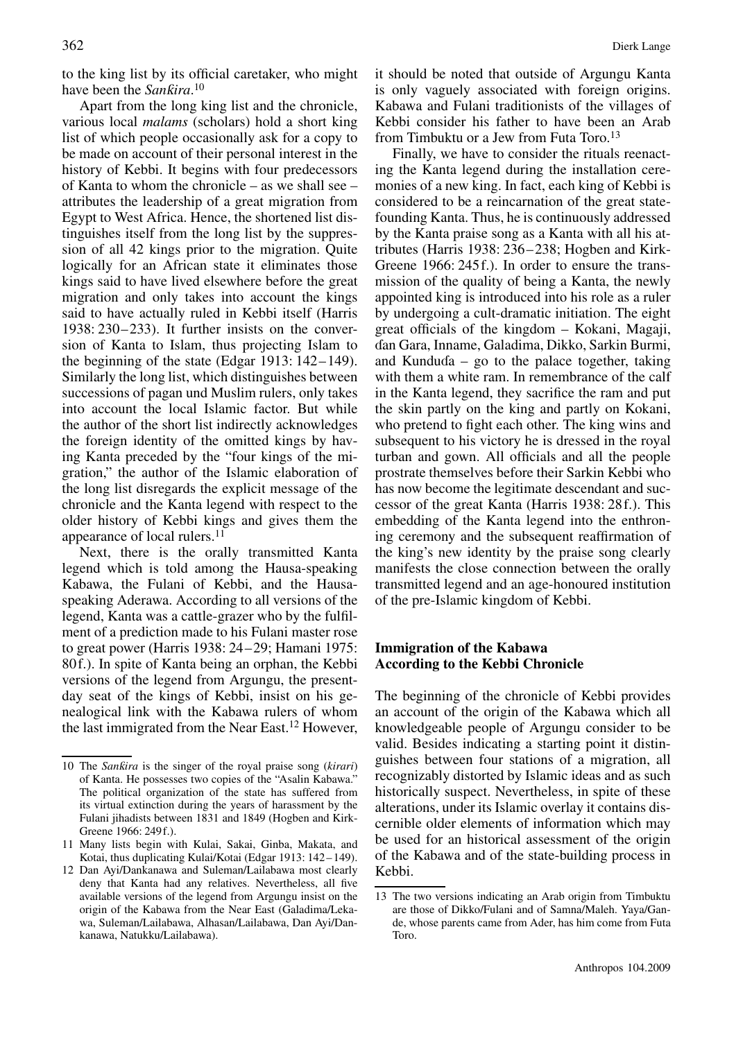to the king list by its official caretaker, who might have been the *Sankira*.[10]

Apart from the long king list and the chronicle, various local *malams* (scholars) hold a short king list of which people occasionally ask for a copy to be made on account of their personal interest in the history of Kebbi. It begins with four predecessors of Kanta to whom the chronicle – as we shall see – attributes the leadership of a great migration from Egypt to West Africa. Hence, the shortened list distinguishes itself from the long list by the suppression of all 42 kings prior to the migration. Quite logically for an African state it eliminates those kings said to have lived elsewhere before the great migration and only takes into account the kings said to have actually ruled in Kebbi itself (Harris 1938: 230–233). It further insists on the conversion of Kanta to Islam, thus projecting Islam to the beginning of the state (Edgar 1913: 142–149). Similarly the long list, which distinguishes between successions of pagan und Muslim rulers, only takes into account the local Islamic factor. But while the author of the short list indirectly acknowledges the foreign identity of the omitted kings by having Kanta preceded by the "four kings of the migration," the author of the Islamic elaboration of the long list disregards the explicit message of the chronicle and the Kanta legend with respect to the older history of Kebbi kings and gives them the appearance of local rulers.[11]

Next, there is the orally transmitted Kanta legend which is told among the Hausa-speaking Kabawa, the Fulani of Kebbi, and the Hausa-speaking Aderawa. According to all versions of the legend, Kanta was a cattle-grazer who by the fulfilment of a prediction made to his Fulani master rose to great power (Harris 1938: 24–29; Hamani 1975: 80f.). In spite of Kanta being an orphan, the Kebbi versions of the legend from Argungu, the present-day seat of the kings of Kebbi, insist on his genealogical link with the Kabawa rulers of whom the last immigrated from the Near East.[12] However, it should be noted that outside of Argungu Kanta is only vaguely associated with foreign origins. Kabawa and Fulani traditionists of the villages of Kebbi consider his father to have been an Arab from Timbuktu or a Jew from Futa Toro.[13]

Finally, we have to consider the rituals reenacting the Kanta legend during the installation ceremonies of a new king. In fact, each king of Kebbi is considered to be a reincarnation of the great state-founding Kanta. Thus, he is continuously addressed by the Kanta praise song as a Kanta with all his attributes (Harris 1938: 236–238; Hogben and Kirk-Greene 1966: 245f.). In order to ensure the transmission of the quality of being a Kanta, the newly appointed king is introduced into his role as a ruler by undergoing a cult-dramatic initiation. The eight great officials of the kingdom – Kokani, Magaji, ɗan Gara, Inname, Galadima, Dikko, Sarkin Burmi, and Kunduɗa – go to the palace together, taking with them a white ram. In remembrance of the calf in the Kanta legend, they sacrifice the ram and put the skin partly on the king and partly on Kokani, who pretend to fight each other. The king wins and subsequent to his victory he is dressed in the royal turban and gown. All officials and all the people prostrate themselves before their Sarkin Kebbi who has now become the legitimate descendant and successor of the great Kanta (Harris 1938: 28f.). This embedding of the Kanta legend into the enthroning ceremony and the subsequent reaffirmation of the king's new identity by the praise song clearly manifests the close connection between the orally transmitted legend and an age-honoured institution of the pre-Islamic kingdom of Kebbi.

## Immigration of the Kabawa According to the Kebbi Chronicle

The beginning of the chronicle of Kebbi provides an account of the origin of the Kabawa which all knowledgeable people of Argungu consider to be valid. Besides indicating a starting point it distinguishes between four stations of a migration, all recognizably distorted by Islamic ideas and as such historically suspect. Nevertheless, in spite of these alterations, under its Islamic overlay it contains discernible older elements of information which may be used for an historical assessment of the origin of the Kabawa and of the state-building process in Kebbi.

---

10 The *Sankira* is the singer of the royal praise song (*kirari*) of Kanta. He possesses two copies of the "Asalin Kabawa." The political organization of the state has suffered from its virtual extinction during the years of harassment by the Fulani jihadists between 1831 and 1849 (Hogben and Kirk-Greene 1966: 249f.).

11 Many lists begin with Kulai, Sakai, Ginba, Makata, and Kotai, thus duplicating Kulai/Kotai (Edgar 1913: 142–149).

12 Dan Ayi/Dankanawa and Suleman/Lailabawa most clearly deny that Kanta had any relatives. Nevertheless, all five available versions of the legend from Argungu insist on the origin of the Kabawa from the Near East (Galadima/Lekawa, Suleman/Lailabawa, Alhasan/Lailabawa, Dan Ayi/Dankanawa, Natukku/Lailabawa).

13 The two versions indicating an Arab origin from Timbuktu are those of Dikko/Fulani and of Samna/Maleh. Yaya/Gande, whose parents came from Ader, has him come from Futa Toro.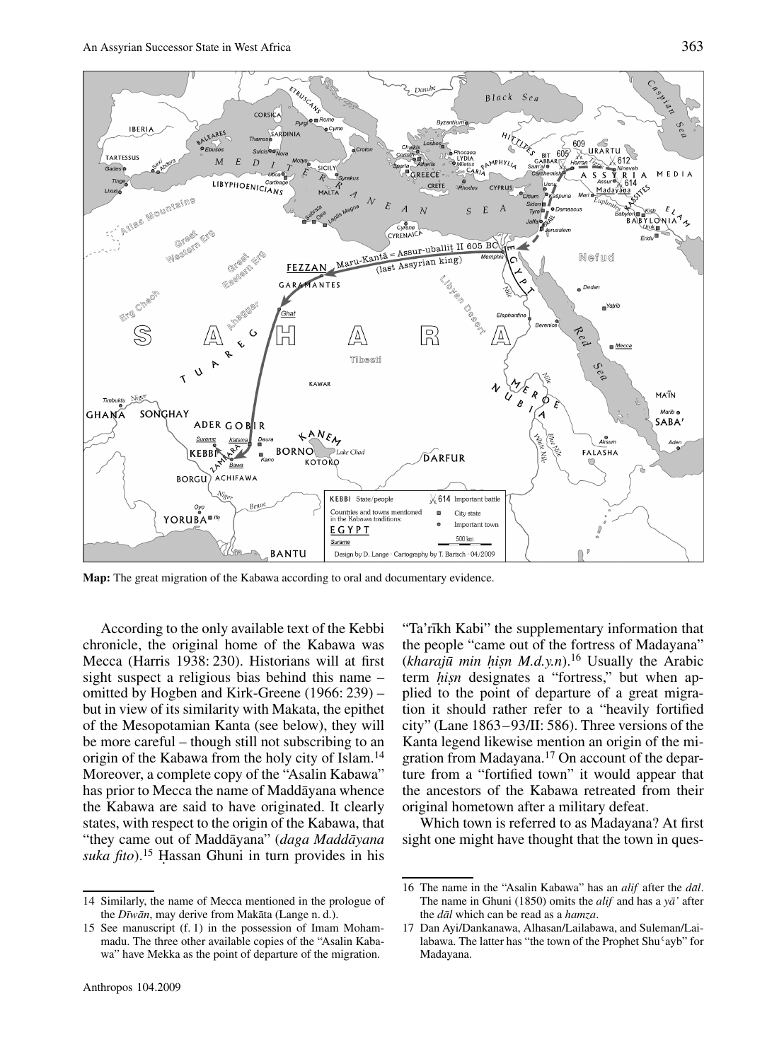**Map:** The great migration of the Kabawa according to oral and documentary evidence.

According to the only available text of the Kebbi chronicle, the original home of the Kabawa was Mecca (Harris 1938: 230). Historians will at first sight suspect a religious bias behind this name – omitted by Hogben and Kirk-Greene (1966: 239) – but in view of its similarity with Makata, the epithet of the Mesopotamian Kanta (see below), they will be more careful – though still not subscribing to an origin of the Kabawa from the holy city of Islam.[14] Moreover, a complete copy of the "Asalin Kabawa" has prior to Mecca the name of Maddāyana whence the Kabawa are said to have originated. It clearly states, with respect to the origin of the Kabawa, that "they came out of Maddāyana" (*daga Maddāyana suka fito*).[15] Ḥassan Ghuni in turn provides in his "Ta'rīkh Kabi" the supplementary information that the people "came out of the fortress of Madayana" (*kharajū min ḥiṣn M.d.y.n*).[16] Usually the Arabic term *ḥiṣn* designates a "fortress," but when applied to the point of departure of a great migration it should rather refer to a "heavily fortified city" (Lane 1863–93/II: 586). Three versions of the Kanta legend likewise mention an origin of the migration from Madayana.[17] On account of the departure from a "fortified town" it would appear that the ancestors of the Kabawa retreated from their original hometown after a military defeat.

Which town is referred to as Madayana? At first sight one might have thought that the town in ques-

---

14 Similarly, the name of Mecca mentioned in the prologue of the *Dīwān*, may derive from Makāta (Lange n. d.).

15 See manuscript (f. 1) in the possession of Imam Mohammadu. The three other available copies of the "Asalin Kabawa" have Mekka as the point of departure of the migration.

16 The name in the "Asalin Kabawa" has an *alif* after the *dāl*. The name in Ghuni (1850) omits the *alif* and has a *yā'* after the *dāl* which can be read as a *hamza*.

17 Dan Ayi/Dankanawa, Alhasan/Lailabawa, and Suleman/Lailabawa. The latter has "the town of the Prophet Shuʿayb" for Madayana.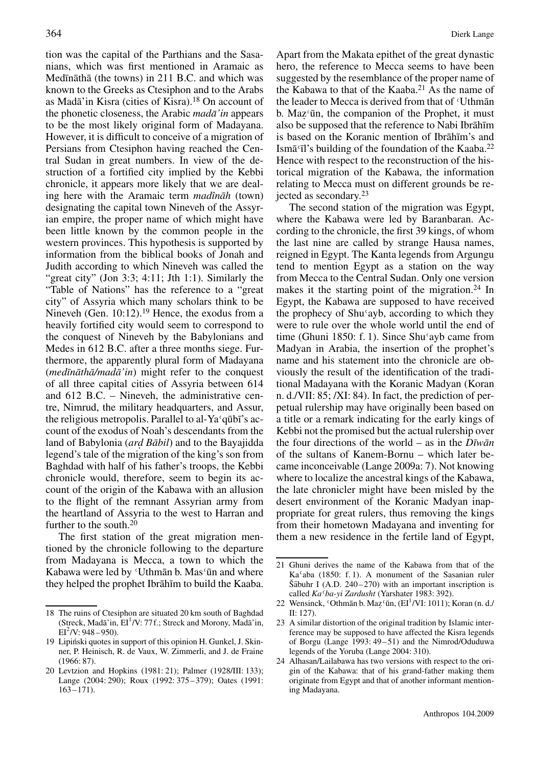tion was the capital of the Parthians and the Sasanians, which was first mentioned in Aramaic as Medīnāthā (the towns) in 211 B.C. and which was known to the Greeks as Ctesiphon and to the Arabs as Madā'in Kisra (cities of Kisra).[18] On account of the phonetic closeness, the Arabic *madā'in* appears to be the most likely original form of Madayana. However, it is difficult to conceive of a migration of Persians from Ctesiphon having reached the Central Sudan in great numbers. In view of the destruction of a fortified city implied by the Kebbi chronicle, it appears more likely that we are dealing here with the Aramaic term *madînāh* (town) designating the capital town Nineveh of the Assyrian empire, the proper name of which might have been little known by the common people in the western provinces. This hypothesis is supported by information from the biblical books of Jonah and Judith according to which Nineveh was called the "great city" (Jon 3:3; 4:11; Jth 1:1). Similarly the "Table of Nations" has the reference to a "great city" of Assyria which many scholars think to be Nineveh (Gen. 10:12).[19] Hence, the exodus from a heavily fortified city would seem to correspond to the conquest of Nineveh by the Babylonians and Medes in 612 B.C. after a three months siege. Furthermore, the apparently plural form of Madayana (*medīnāthā/madā'in*) might refer to the conquest of all three capital cities of Assyria between 614 and 612 B.C. – Nineveh, the administrative centre, Nimrud, the military headquarters, and Assur, the religious metropolis. Parallel to al-Yaʿqūbī's account of the exodus of Noah's descendants from the land of Babylonia (*arḍ Bābil*) and to the Bayajidda legend's tale of the migration of the king's son from Baghdad with half of his father's troops, the Kebbi chronicle would, therefore, seem to begin its account of the origin of the Kabawa with an allusion to the flight of the remnant Assyrian army from the heartland of Assyria to the west to Harran and further to the south.[20]

The first station of the great migration mentioned by the chronicle following to the departure from Madayana is Mecca, a town to which the Kabawa were led by ʿUthmān b. Masʿūn and where they helped the prophet Ibrāhīm to build the Kaaba. Apart from the Makata epithet of the great dynastic hero, the reference to Mecca seems to have been suggested by the resemblance of the proper name of the Kabawa to that of the Kaaba.[21] As the name of the leader to Mecca is derived from that of ʿUthmān b. Maẓʿūn, the companion of the Prophet, it must also be supposed that the reference to Nabi Ibrāhīm is based on the Koranic mention of Ibrāhīm's and Ismāʿīl's building of the foundation of the Kaaba.[22] Hence with respect to the reconstruction of the historical migration of the Kabawa, the information relating to Mecca must on different grounds be rejected as secondary.[23]

The second station of the migration was Egypt, where the Kabawa were led by Baranbaran. According to the chronicle, the first 39 kings, of whom the last nine are called by strange Hausa names, reigned in Egypt. The Kanta legends from Argungu tend to mention Egypt as a station on the way from Mecca to the Central Sudan. Only one version makes it the starting point of the migration.[24] In Egypt, the Kabawa are supposed to have received the prophecy of Shuʿayb, according to which they were to rule over the whole world until the end of time (Ghuni 1850: f. 1). Since Shuʿayb came from Madyan in Arabia, the insertion of the prophet's name and his statement into the chronicle are obviously the result of the identification of the traditional Madayana with the Koranic Madyan (Koran n. d./VII: 85; /XI: 84). In fact, the prediction of perpetual rulership may have originally been based on a title or a remark indicating for the early kings of Kebbi not the promised but the actual rulership over the four directions of the world – as in the *Dīwān* of the sultans of Kanem-Bornu – which later became inconceivable (Lange 2009a: 7). Not knowing where to localize the ancestral kings of the Kabawa, the late chronicler might have been misled by the desert environment of the Koranic Madyan inappropriate for great rulers, thus removing the kings from their hometown Madayana and inventing for them a new residence in the fertile land of Egypt,

---

18 The ruins of Ctesiphon are situated 20 km south of Baghdad (Streck, Madā'in, EI[1]/V: 77 f.; Streck and Morony, Madā'in, EI[2]/V: 948–950).

19 Lipiński quotes in support of this opinion H. Gunkel, J. Skinner, P. Heinisch, R. de Vaux, W. Zimmerli, and J. de Fraine (1966: 87).

20 Levtzion and Hopkins (1981: 21); Palmer (1928/III: 133); Lange (2004: 290); Roux (1992: 375–379); Oates (1991: 163–171).

21 Ghuni derives the name of the Kabawa from that of the Kaʿaba (1850: f. 1). A monument of the Sasanian ruler Šābuhr I (A.D. 240–270) with an important inscription is called *Kaʿba-yi Zardusht* (Yarshater 1983: 392).

22 Wensinck, ʿOthmān b. Maẓʿūn, (EI[1]/VI: 1011); Koran (n. d./II: 127).

23 A similar distortion of the original tradition by Islamic interference may be supposed to have affected the Kisra legends of Borgu (Lange 1993: 49–51) and the Nimrod/Oduduwa legends of the Yoruba (Lange 2004: 310).

24 Alhasan/Lailabawa has two versions with respect to the origin of the Kabawa: that of his grand-father making them originate from Egypt and that of another informant mentioning Madayana.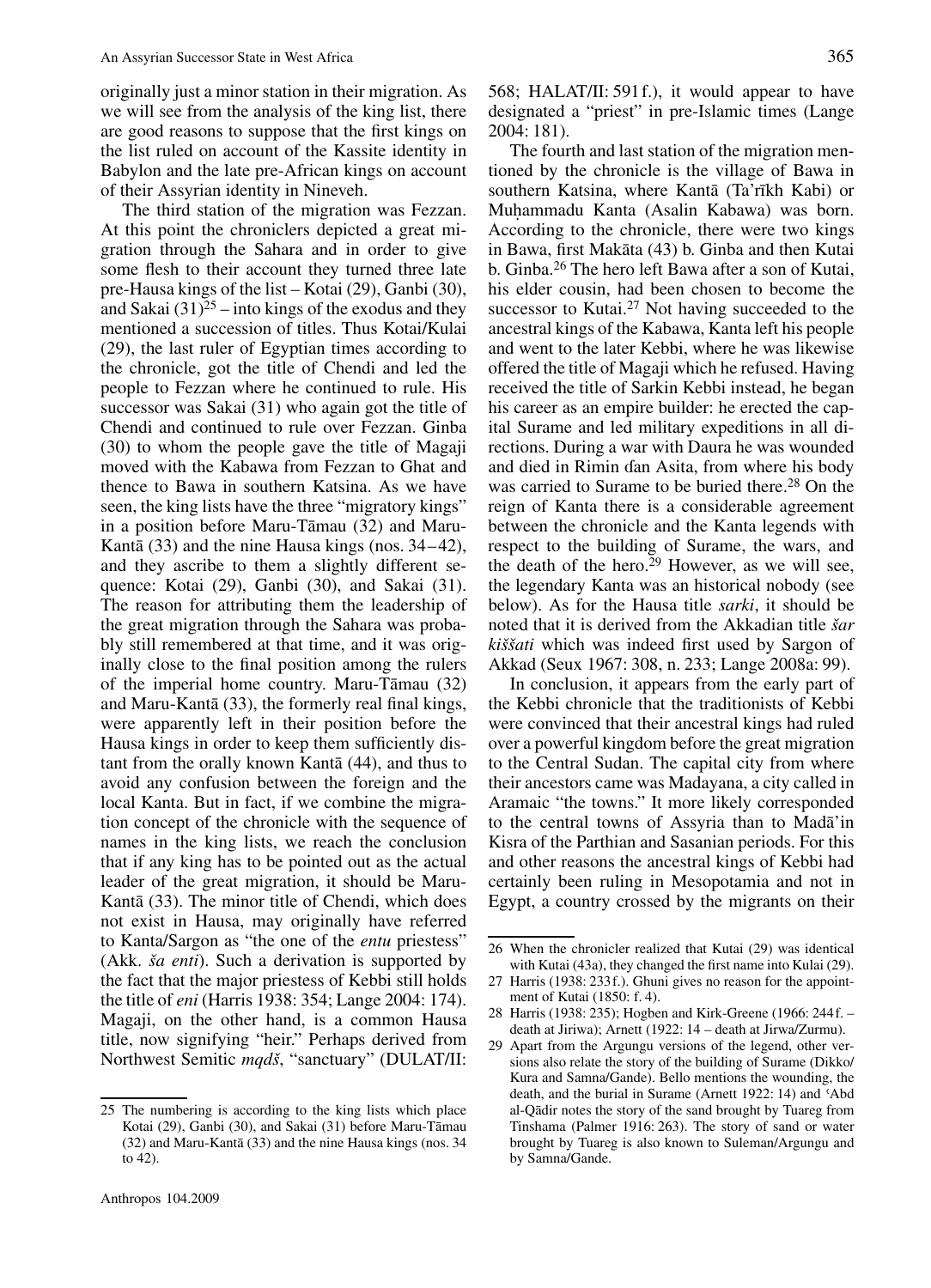originally just a minor station in their migration. As we will see from the analysis of the king list, there are good reasons to suppose that the first kings on the list ruled on account of the Kassite identity in Babylon and the late pre-African kings on account of their Assyrian identity in Nineveh.

The third station of the migration was Fezzan. At this point the chroniclers depicted a great migration through the Sahara and in order to give some flesh to their account they turned three late pre-Hausa kings of the list – Kotai (29), Ganbi (30), and Sakai (31)[25] – into kings of the exodus and they mentioned a succession of titles. Thus Kotai/Kulai (29), the last ruler of Egyptian times according to the chronicle, got the title of Chendi and led the people to Fezzan where he continued to rule. His successor was Sakai (31) who again got the title of Chendi and continued to rule over Fezzan. Ginba (30) to whom the people gave the title of Magaji moved with the Kabawa from Fezzan to Ghat and thence to Bawa in southern Katsina. As we have seen, the king lists have the three "migratory kings" in a position before Maru-Tāmau (32) and Maru-Kantā (33) and the nine Hausa kings (nos. 34–42), and they ascribe to them a slightly different sequence: Kotai (29), Ganbi (30), and Sakai (31). The reason for attributing them the leadership of the great migration through the Sahara was probably still remembered at that time, and it was originally close to the final position among the rulers of the imperial home country. Maru-Tāmau (32) and Maru-Kantā (33), the formerly real final kings, were apparently left in their position before the Hausa kings in order to keep them sufficiently distant from the orally known Kantā (44), and thus to avoid any confusion between the foreign and the local Kanta. But in fact, if we combine the migration concept of the chronicle with the sequence of names in the king lists, we reach the conclusion that if any king has to be pointed out as the actual leader of the great migration, it should be Maru-Kantā (33). The minor title of Chendi, which does not exist in Hausa, may originally have referred to Kanta/Sargon as "the one of the *entu* priestess" (Akk. *ša enti*). Such a derivation is supported by the fact that the major priestess of Kebbi still holds the title of *eni* (Harris 1938: 354; Lange 2004: 174). Magaji, on the other hand, is a common Hausa title, now signifying "heir." Perhaps derived from Northwest Semitic *mqdš*, "sanctuary" (DULAT/II: 568; HALAT/II: 591 f.), it would appear to have designated a "priest" in pre-Islamic times (Lange 2004: 181).

The fourth and last station of the migration mentioned by the chronicle is the village of Bawa in southern Katsina, where Kantā (Ta'rīkh Kabi) or Muḥammadu Kanta (Asalin Kabawa) was born. According to the chronicle, there were two kings in Bawa, first Makāta (43) b. Ginba and then Kutai b. Ginba.[26] The hero left Bawa after a son of Kutai, his elder cousin, had been chosen to become the successor to Kutai.[27] Not having succeeded to the ancestral kings of the Kabawa, Kanta left his people and went to the later Kebbi, where he was likewise offered the title of Magaji which he refused. Having received the title of Sarkin Kebbi instead, he began his career as an empire builder: he erected the capital Surame and led military expeditions in all directions. During a war with Daura he was wounded and died in Rimin ɗan Asita, from where his body was carried to Surame to be buried there.[28] On the reign of Kanta there is a considerable agreement between the chronicle and the Kanta legends with respect to the building of Surame, the wars, and the death of the hero.[29] However, as we will see, the legendary Kanta was an historical nobody (see below). As for the Hausa title *sarki*, it should be noted that it is derived from the Akkadian title *šar kiššati* which was indeed first used by Sargon of Akkad (Seux 1967: 308, n. 233; Lange 2008a: 99).

In conclusion, it appears from the early part of the Kebbi chronicle that the traditionists of Kebbi were convinced that their ancestral kings had ruled over a powerful kingdom before the great migration to the Central Sudan. The capital city from where their ancestors came was Madayana, a city called in Aramaic "the towns." It more likely corresponded to the central towns of Assyria than to Madā'in Kisra of the Parthian and Sasanian periods. For this and other reasons the ancestral kings of Kebbi had certainly been ruling in Mesopotamia and not in Egypt, a country crossed by the migrants on their

25 The numbering is according to the king lists which place Kotai (29), Ganbi (30), and Sakai (31) before Maru-Tāmau (32) and Maru-Kantā (33) and the nine Hausa kings (nos. 34 to 42).

26 When the chronicler realized that Kutai (29) was identical with Kutai (43a), they changed the first name into Kulai (29).

27 Harris (1938: 233 f.). Ghuni gives no reason for the appointment of Kutai (1850: f. 4).

28 Harris (1938: 235); Hogben and Kirk-Greene (1966: 244 f. – death at Jiriwa); Arnett (1922: 14 – death at Jirwa/Zurmu).

29 Apart from the Argungu versions of the legend, other versions also relate the story of the building of Surame (Dikko/Kura and Samna/Gande). Bello mentions the wounding, the death, and the burial in Surame (Arnett 1922: 14) and ʿAbd al-Qādir notes the story of the sand brought by Tuareg from Tinshama (Palmer 1916: 263). The story of sand or water brought by Tuareg is also known to Suleman/Argungu and by Samna/Gande.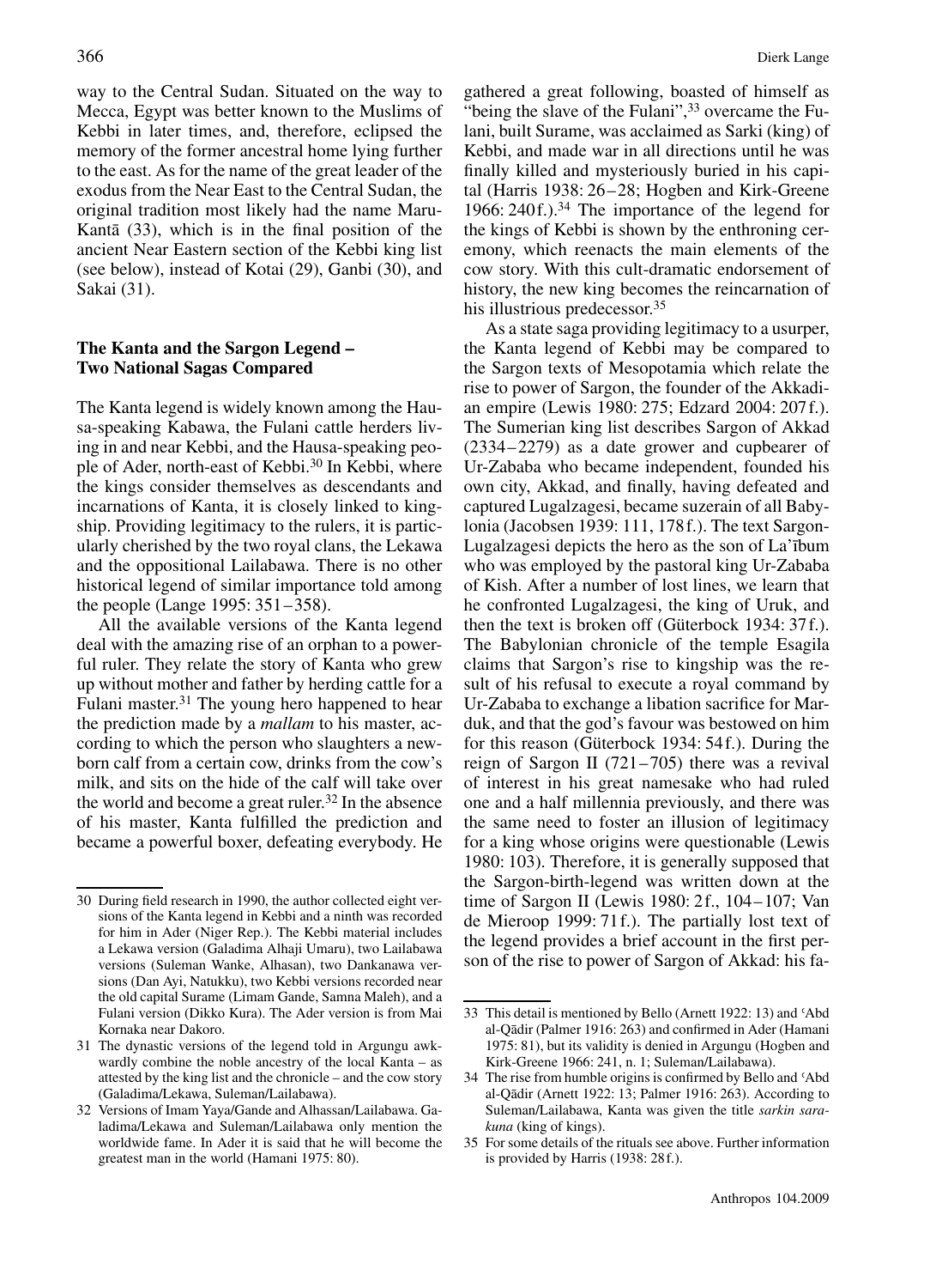way to the Central Sudan. Situated on the way to Mecca, Egypt was better known to the Muslims of Kebbi in later times, and, therefore, eclipsed the memory of the former ancestral home lying further to the east. As for the name of the great leader of the exodus from the Near East to the Central Sudan, the original tradition most likely had the name Maru-Kantā (33), which is in the final position of the ancient Near Eastern section of the Kebbi king list (see below), instead of Kotai (29), Ganbi (30), and Sakai (31).

## The Kanta and the Sargon Legend – Two National Sagas Compared

The Kanta legend is widely known among the Hausa-speaking Kabawa, the Fulani cattle herders living in and near Kebbi, and the Hausa-speaking people of Ader, north-east of Kebbi.[30] In Kebbi, where the kings consider themselves as descendants and incarnations of Kanta, it is closely linked to kingship. Providing legitimacy to the rulers, it is particularly cherished by the two royal clans, the Lekawa and the oppositional Lailabawa. There is no other historical legend of similar importance told among the people (Lange 1995: 351–358).

All the available versions of the Kanta legend deal with the amazing rise of an orphan to a powerful ruler. They relate the story of Kanta who grew up without mother and father by herding cattle for a Fulani master.[31] The young hero happened to hear the prediction made by a *mallam* to his master, according to which the person who slaughters a newborn calf from a certain cow, drinks from the cow's milk, and sits on the hide of the calf will take over the world and become a great ruler.[32] In the absence of his master, Kanta fulfilled the prediction and became a powerful boxer, defeating everybody. He gathered a great following, boasted of himself as "being the slave of the Fulani",[33] overcame the Fulani, built Surame, was acclaimed as Sarki (king) of Kebbi, and made war in all directions until he was finally killed and mysteriously buried in his capital (Harris 1938: 26–28; Hogben and Kirk-Greene 1966: 240f.).[34] The importance of the legend for the kings of Kebbi is shown by the enthroning ceremony, which reenacts the main elements of the cow story. With this cult-dramatic endorsement of history, the new king becomes the reincarnation of his illustrious predecessor.[35]

As a state saga providing legitimacy to a usurper, the Kanta legend of Kebbi may be compared to the Sargon texts of Mesopotamia which relate the rise to power of Sargon, the founder of the Akkadian empire (Lewis 1980: 275; Edzard 2004: 207f.). The Sumerian king list describes Sargon of Akkad (2334–2279) as a date grower and cupbearer of Ur-Zababa who became independent, founded his own city, Akkad, and finally, having defeated and captured Lugalzagesi, became suzerain of all Babylonia (Jacobsen 1939: 111, 178f.). The text Sargon-Lugalzagesi depicts the hero as the son of La'ībum who was employed by the pastoral king Ur-Zababa of Kish. After a number of lost lines, we learn that he confronted Lugalzagesi, the king of Uruk, and then the text is broken off (Güterbock 1934: 37f.). The Babylonian chronicle of the temple Esagila claims that Sargon's rise to kingship was the result of his refusal to execute a royal command by Ur-Zababa to exchange a libation sacrifice for Marduk, and that the god's favour was bestowed on him for this reason (Güterbock 1934: 54f.). During the reign of Sargon II (721–705) there was a revival of interest in his great namesake who had ruled one and a half millennia previously, and there was the same need to foster an illusion of legitimacy for a king whose origins were questionable (Lewis 1980: 103). Therefore, it is generally supposed that the Sargon-birth-legend was written down at the time of Sargon II (Lewis 1980: 2f., 104–107; Van de Mieroop 1999: 71f.). The partially lost text of the legend provides a brief account in the first person of the rise to power of Sargon of Akkad: his fa-

---

30 During field research in 1990, the author collected eight versions of the Kanta legend in Kebbi and a ninth was recorded for him in Ader (Niger Rep.). The Kebbi material includes a Lekawa version (Galadima Alhaji Umaru), two Lailabawa versions (Suleman Wanke, Alhasan), two Dankanawa versions (Dan Ayi, Natukku), two Kebbi versions recorded near the old capital Surame (Limam Gande, Samna Maleh), and a Fulani version (Dikko Kura). The Ader version is from Mai Kornaka near Dakoro.

31 The dynastic versions of the legend told in Argungu awkwardly combine the noble ancestry of the local Kanta – as attested by the king list and the chronicle – and the cow story (Galadima/Lekawa, Suleman/Lailabawa).

32 Versions of Imam Yaya/Gande and Alhassan/Lailabawa. Galadima/Lekawa and Suleman/Lailabawa only mention the worldwide fame. In Ader it is said that he will become the greatest man in the world (Hamani 1975: 80).

33 This detail is mentioned by Bello (Arnett 1922: 13) and ʿAbd al-Qādir (Palmer 1916: 263) and confirmed in Ader (Hamani 1975: 81), but its validity is denied in Argungu (Hogben and Kirk-Greene 1966: 241, n. 1; Suleman/Lailabawa).

34 The rise from humble origins is confirmed by Bello and ʿAbd al-Qādir (Arnett 1922: 13; Palmer 1916: 263). According to Suleman/Lailabawa, Kanta was given the title *sarkin sarakuna* (king of kings).

35 For some details of the rituals see above. Further information is provided by Harris (1938: 28f.).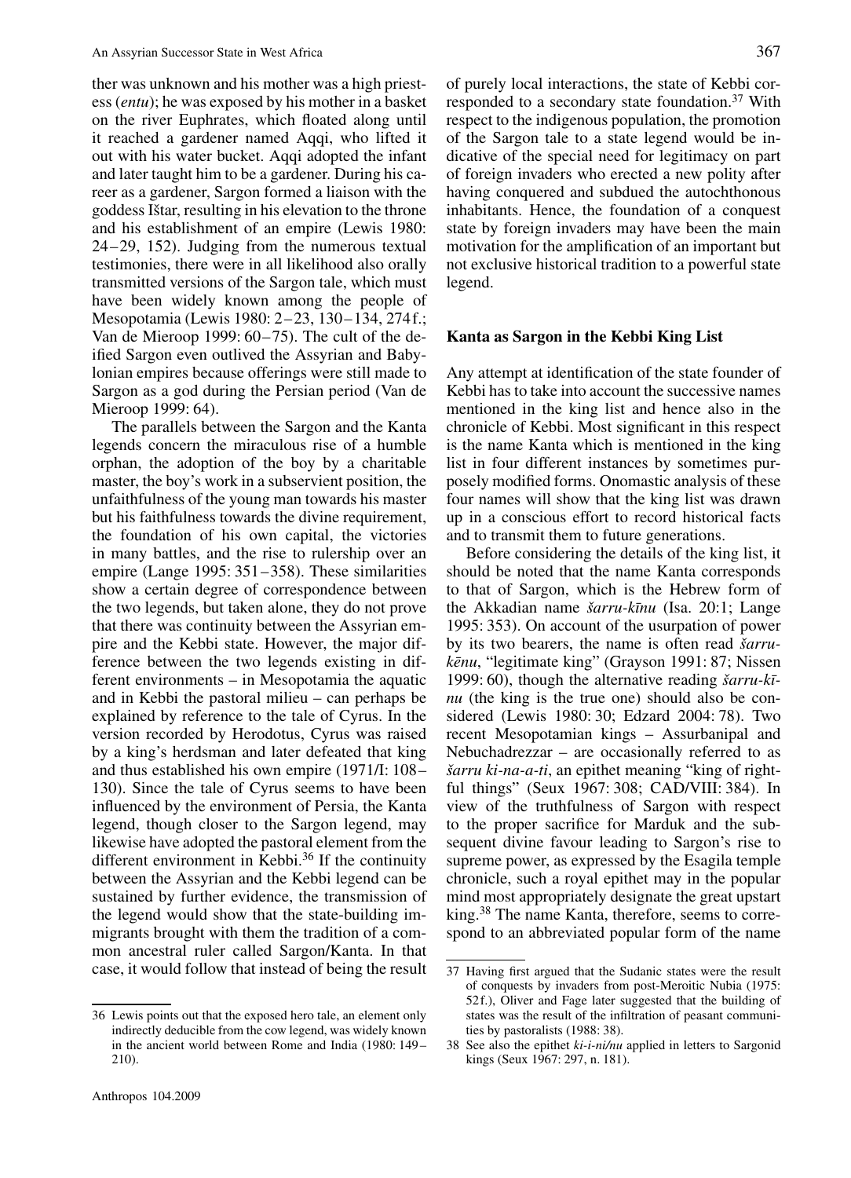ther was unknown and his mother was a high priestess (*entu*); he was exposed by his mother in a basket on the river Euphrates, which floated along until it reached a gardener named Aqqi, who lifted it out with his water bucket. Aqqi adopted the infant and later taught him to be a gardener. During his career as a gardener, Sargon formed a liaison with the goddess Ištar, resulting in his elevation to the throne and his establishment of an empire (Lewis 1980: 24–29, 152). Judging from the numerous textual testimonies, there were in all likelihood also orally transmitted versions of the Sargon tale, which must have been widely known among the people of Mesopotamia (Lewis 1980: 2–23, 130–134, 274f.; Van de Mieroop 1999: 60–75). The cult of the deified Sargon even outlived the Assyrian and Babylonian empires because offerings were still made to Sargon as a god during the Persian period (Van de Mieroop 1999: 64).

The parallels between the Sargon and the Kanta legends concern the miraculous rise of a humble orphan, the adoption of the boy by a charitable master, the boy's work in a subservient position, the unfaithfulness of the young man towards his master but his faithfulness towards the divine requirement, the foundation of his own capital, the victories in many battles, and the rise to rulership over an empire (Lange 1995: 351–358). These similarities show a certain degree of correspondence between the two legends, but taken alone, they do not prove that there was continuity between the Assyrian empire and the Kebbi state. However, the major difference between the two legends existing in different environments – in Mesopotamia the aquatic and in Kebbi the pastoral milieu – can perhaps be explained by reference to the tale of Cyrus. In the version recorded by Herodotus, Cyrus was raised by a king's herdsman and later defeated that king and thus established his own empire (1971/I: 108–130). Since the tale of Cyrus seems to have been influenced by the environment of Persia, the Kanta legend, though closer to the Sargon legend, may likewise have adopted the pastoral element from the different environment in Kebbi.[36] If the continuity between the Assyrian and the Kebbi legend can be sustained by further evidence, the transmission of the legend would show that the state-building immigrants brought with them the tradition of a common ancestral ruler called Sargon/Kanta. In that case, it would follow that instead of being the result of purely local interactions, the state of Kebbi corresponded to a secondary state foundation.[37] With respect to the indigenous population, the promotion of the Sargon tale to a state legend would be indicative of the special need for legitimacy on part of foreign invaders who erected a new polity after having conquered and subdued the autochthonous inhabitants. Hence, the foundation of a conquest state by foreign invaders may have been the main motivation for the amplification of an important but not exclusive historical tradition to a powerful state legend.

### Kanta as Sargon in the Kebbi King List

Any attempt at identification of the state founder of Kebbi has to take into account the successive names mentioned in the king list and hence also in the chronicle of Kebbi. Most significant in this respect is the name Kanta which is mentioned in the king list in four different instances by sometimes purposely modified forms. Onomastic analysis of these four names will show that the king list was drawn up in a conscious effort to record historical facts and to transmit them to future generations.

Before considering the details of the king list, it should be noted that the name Kanta corresponds to that of Sargon, which is the Hebrew form of the Akkadian name *šarru-kīnu* (Isa. 20:1; Lange 1995: 353). On account of the usurpation of power by its two bearers, the name is often read *šarru-kēnu*, "legitimate king" (Grayson 1991: 87; Nissen 1999: 60), though the alternative reading *šarru-kī-nu* (the king is the true one) should also be considered (Lewis 1980: 30; Edzard 2004: 78). Two recent Mesopotamian kings – Assurbanipal and Nebuchadrezzar – are occasionally referred to as *šarru ki-na-a-ti*, an epithet meaning "king of rightful things" (Seux 1967: 308; CAD/VIII: 384). In view of the truthfulness of Sargon with respect to the proper sacrifice for Marduk and the subsequent divine favour leading to Sargon's rise to supreme power, as expressed by the Esagila temple chronicle, such a royal epithet may in the popular mind most appropriately designate the great upstart king.[38] The name Kanta, therefore, seems to correspond to an abbreviated popular form of the name

---

36 Lewis points out that the exposed hero tale, an element only indirectly deducible from the cow legend, was widely known in the ancient world between Rome and India (1980: 149–210).

37 Having first argued that the Sudanic states were the result of conquests by invaders from post-Meroitic Nubia (1975: 52f.), Oliver and Fage later suggested that the building of states was the result of the infiltration of peasant communities by pastoralists (1988: 38).

38 See also the epithet *ki-i-ni/nu* applied in letters to Sargonid kings (Seux 1967: 297, n. 181).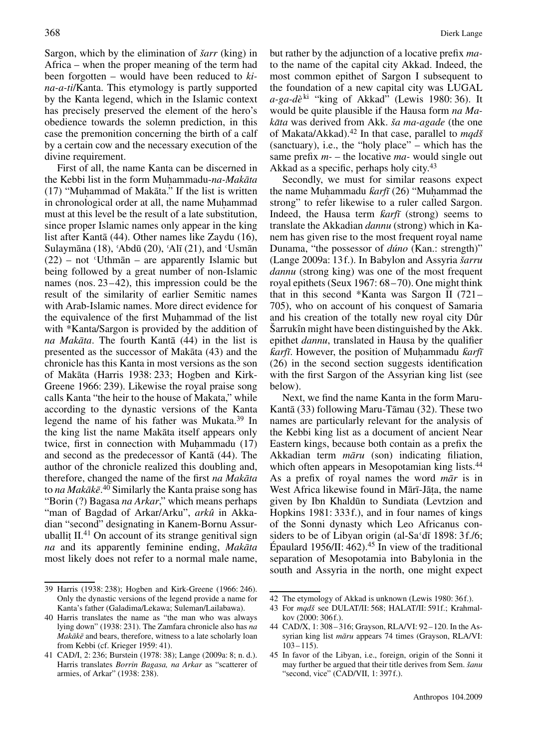Sargon, which by the elimination of *šarr* (king) in Africa – when the proper meaning of the term had been forgotten – would have been reduced to *ki-na-a-ti*/Kanta. This etymology is partly supported by the Kanta legend, which in the Islamic context has precisely preserved the element of the hero's obedience towards the solemn prediction, in this case the premonition concerning the birth of a calf by a certain cow and the necessary execution of the divine requirement.

First of all, the name Kanta can be discerned in the Kebbi list in the form Muḥammadu-*na-Makāta* (17) "Muḥammad of Makāta." If the list is written in chronological order at all, the name Muḥammad must at this level be the result of a late substitution, since proper Islamic names only appear in the king list after Kantā (44). Other names like Zaydu (16), Sulaymāna (18), ʿAbdū (20), ʿAlī (21), and ʿUsmān (22) – not ʿUthmān – are apparently Islamic but being followed by a great number of non-Islamic names (nos. 23–42), this impression could be the result of the similarity of earlier Semitic names with Arab-Islamic names. More direct evidence for the equivalence of the first Muḥammad of the list with *Kanta/Sargon is provided by the addition of *na Makāta*. The fourth Kantā (44) in the list is presented as the successor of Makāta (43) and the chronicle has this Kanta in most versions as the son of Makāta (Harris 1938: 233; Hogben and Kirk-Greene 1966: 239). Likewise the royal praise song calls Kanta "the heir to the house of Makata," while according to the dynastic versions of the Kanta legend the name of his father was Mukata.[39] In the king list the name Makāta itself appears only twice, first in connection with Muḥammadu (17) and second as the predecessor of Kantā (44). The author of the chronicle realized this doubling and, therefore, changed the name of the first *na Makāta* to *na Makākē*.[40] Similarly the Kanta praise song has "Borin (?) Bagasa *na Arkar*," which means perhaps "man of Bagdad of Arkar/Arku", *arkû* in Akkadian "second" designating in Kanem-Bornu Assur-uballiṭ II.[41] On account of its strange genitival sign *na* and its apparently feminine ending, *Makāta* most likely does not refer to a normal male name, but rather by the adjunction of a locative prefix *ma-* to the name of the capital city Akkad. Indeed, the most common epithet of Sargon I subsequent to the foundation of a new capital city was LUGAL *a-ga-dè*ki "king of Akkad" (Lewis 1980: 36). It would be quite plausible if the Hausa form *na Makāta* was derived from Akk. *ša ma-agade* (the one of Makata/Akkad).[42] In that case, parallel to *mqdš* (sanctuary), i.e., the "holy place" – which has the same prefix *m-* – the locative *ma-* would single out Akkad as a specific, perhaps holy city.[43]

Secondly, we must for similar reasons expect the name Muḥammadu *ƙarfī* (26) "Muḥammad the strong" to refer likewise to a ruler called Sargon. Indeed, the Hausa term *ƙarfī* (strong) seems to translate the Akkadian *dannu* (strong) which in Kanem has given rise to the most frequent royal name Dunama, "the possessor of *dúno* (Kan.: strength)" (Lange 2009a: 13f.). In Babylon and Assyria *šarru dannu* (strong king) was one of the most frequent royal epithets (Seux 1967: 68–70). One might think that in this second *Kanta was Sargon II (721–705), who on account of his conquest of Samaria and his creation of the totally new royal city Dûr Šarrukîn might have been distinguished by the Akk. epithet *dannu*, translated in Hausa by the qualifier *ƙarfī*. However, the position of Muḥammadu *ƙarfī* (26) in the second section suggests identification with the first Sargon of the Assyrian king list (see below).

Next, we find the name Kanta in the form Maru-Kantā (33) following Maru-Tāmau (32). These two names are particularly relevant for the analysis of the Kebbi king list as a document of ancient Near Eastern kings, because both contain as a prefix the Akkadian term *māru* (son) indicating filiation, which often appears in Mesopotamian king lists.[44] As a prefix of royal names the word *mār* is in West Africa likewise found in Mārī-Jāṭa, the name given by Ibn Khaldūn to Sundiata (Levtzion and Hopkins 1981: 333f.), and in four names of kings of the Sonni dynasty which Leo Africanus considers to be of Libyan origin (al-Saʿdī 1898: 3f./6; Épaulard 1956/II: 462).[45] In view of the traditional separation of Mesopotamia into Babylonia in the south and Assyria in the north, one might expect

---

39 Harris (1938: 238); Hogben and Kirk-Greene (1966: 246). Only the dynastic versions of the legend provide a name for Kanta's father (Galadima/Lekawa; Suleman/Lailabawa).

40 Harris translates the name as "the man who was always lying down" (1938: 231). The Zamfara chronicle also has *na Makākē* and bears, therefore, witness to a late scholarly loan from Kebbi (cf. Krieger 1959: 41).

41 CAD/I, 2: 236; Burstein (1978: 38); Lange (2009a: 8; n. d.). Harris translates *Borrin Bagasa, na Arkar* as "scatterer of armies, of Arkar" (1938: 238).

42 The etymology of Akkad is unknown (Lewis 1980: 36f.).

43 For *mqdš* see DULAT/II: 568; HALAT/II: 591f.; Krahmalkov (2000: 306f.).

44 CAD/X, 1: 308–316; Grayson, RLA/VI: 92–120. In the Assyrian king list *māru* appears 74 times (Grayson, RLA/VI: 103–115).

45 In favor of the Libyan, i.e., foreign, origin of the Sonni it may further be argued that their title derives from Sem. *šanu* "second, vice" (CAD/VII, 1: 397f.).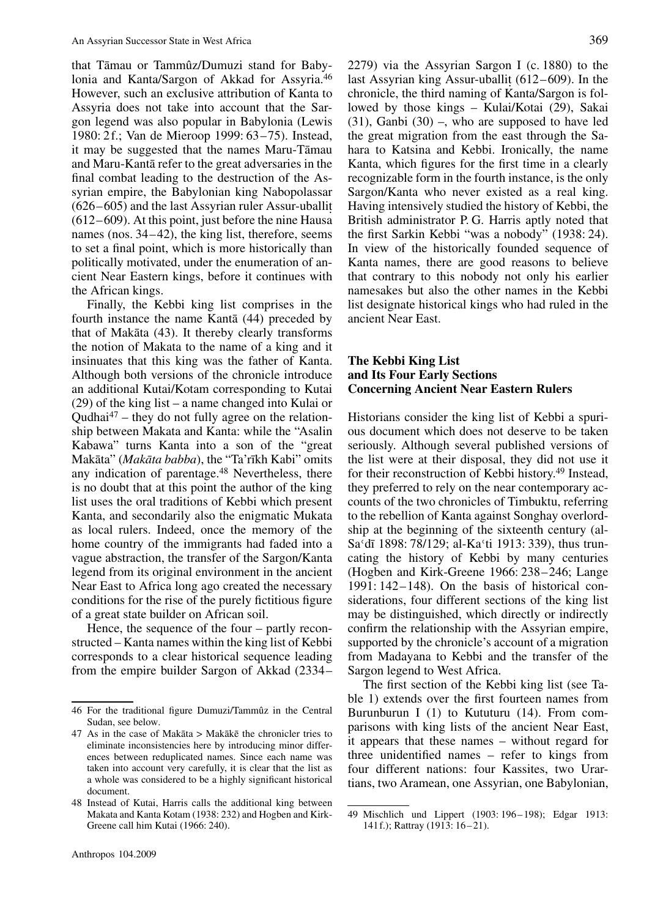that Tāmau or Tammûz/Dumuzi stand for Babylonia and Kanta/Sargon of Akkad for Assyria.[46] However, such an exclusive attribution of Kanta to Assyria does not take into account that the Sargon legend was also popular in Babylonia (Lewis 1980: 2 f.; Van de Mieroop 1999: 63–75). Instead, it may be suggested that the names Maru-Tāmau and Maru-Kantā refer to the great adversaries in the final combat leading to the destruction of the Assyrian empire, the Babylonian king Nabopolassar (626–605) and the last Assyrian ruler Assur-uballiṭ (612–609). At this point, just before the nine Hausa names (nos. 34–42), the king list, therefore, seems to set a final point, which is more historically than politically motivated, under the enumeration of ancient Near Eastern kings, before it continues with the African kings.

Finally, the Kebbi king list comprises in the fourth instance the name Kantā (44) preceded by that of Makāta (43). It thereby clearly transforms the notion of Makata to the name of a king and it insinuates that this king was the father of Kanta. Although both versions of the chronicle introduce an additional Kutai/Kotam corresponding to Kutai (29) of the king list – a name changed into Kulai or Qudhai[47] – they do not fully agree on the relationship between Makata and Kanta: while the "Asalin Kabawa" turns Kanta into a son of the "great Makāta" (*Makāta babba*), the "Ta'rīkh Kabi" omits any indication of parentage.[48] Nevertheless, there is no doubt that at this point the author of the king list uses the oral traditions of Kebbi which present Kanta, and secondarily also the enigmatic Mukata as local rulers. Indeed, once the memory of the home country of the immigrants had faded into a vague abstraction, the transfer of the Sargon/Kanta legend from its original environment in the ancient Near East to Africa long ago created the necessary conditions for the rise of the purely fictitious figure of a great state builder on African soil.

Hence, the sequence of the four – partly reconstructed – Kanta names within the king list of Kebbi corresponds to a clear historical sequence leading from the empire builder Sargon of Akkad (2334–2279) via the Assyrian Sargon I (c. 1880) to the last Assyrian king Assur-uballiṭ (612–609). In the chronicle, the third naming of Kanta/Sargon is followed by those kings – Kulai/Kotai (29), Sakai (31), Ganbi (30) –, who are supposed to have led the great migration from the east through the Sahara to Katsina and Kebbi. Ironically, the name Kanta, which figures for the first time in a clearly recognizable form in the fourth instance, is the only Sargon/Kanta who never existed as a real king. Having intensively studied the history of Kebbi, the British administrator P. G. Harris aptly noted that the first Sarkin Kebbi "was a nobody" (1938: 24). In view of the historically founded sequence of Kanta names, there are good reasons to believe that contrary to this nobody not only his earlier namesakes but also the other names in the Kebbi list designate historical kings who had ruled in the ancient Near East.

## The Kebbi King List and Its Four Early Sections Concerning Ancient Near Eastern Rulers

Historians consider the king list of Kebbi a spurious document which does not deserve to be taken seriously. Although several published versions of the list were at their disposal, they did not use it for their reconstruction of Kebbi history.[49] Instead, they preferred to rely on the near contemporary accounts of the two chronicles of Timbuktu, referring to the rebellion of Kanta against Songhay overlordship at the beginning of the sixteenth century (al-Saʿdī 1898: 78/129; al-Kaʿti 1913: 339), thus truncating the history of Kebbi by many centuries (Hogben and Kirk-Greene 1966: 238–246; Lange 1991: 142–148). On the basis of historical considerations, four different sections of the king list may be distinguished, which directly or indirectly confirm the relationship with the Assyrian empire, supported by the chronicle's account of a migration from Madayana to Kebbi and the transfer of the Sargon legend to West Africa.

The first section of the Kebbi king list (see Table 1) extends over the first fourteen names from Burunburun I (1) to Kututuru (14). From comparisons with king lists of the ancient Near East, it appears that these names – without regard for three unidentified names – refer to kings from four different nations: four Kassites, two Urartians, two Aramean, one Assyrian, one Babylonian,

46 For the traditional figure Dumuzi/Tammûz in the Central Sudan, see below.

47 As in the case of Makāta > Makākē the chronicler tries to eliminate inconsistencies here by introducing minor differences between reduplicated names. Since each name was taken into account very carefully, it is clear that the list as a whole was considered to be a highly significant historical document.

48 Instead of Kutai, Harris calls the additional king between Makata and Kanta Kotam (1938: 232) and Hogben and Kirk-Greene call him Kutai (1966: 240).

49 Mischlich und Lippert (1903: 196–198); Edgar 1913: 141 f.); Rattray (1913: 16–21).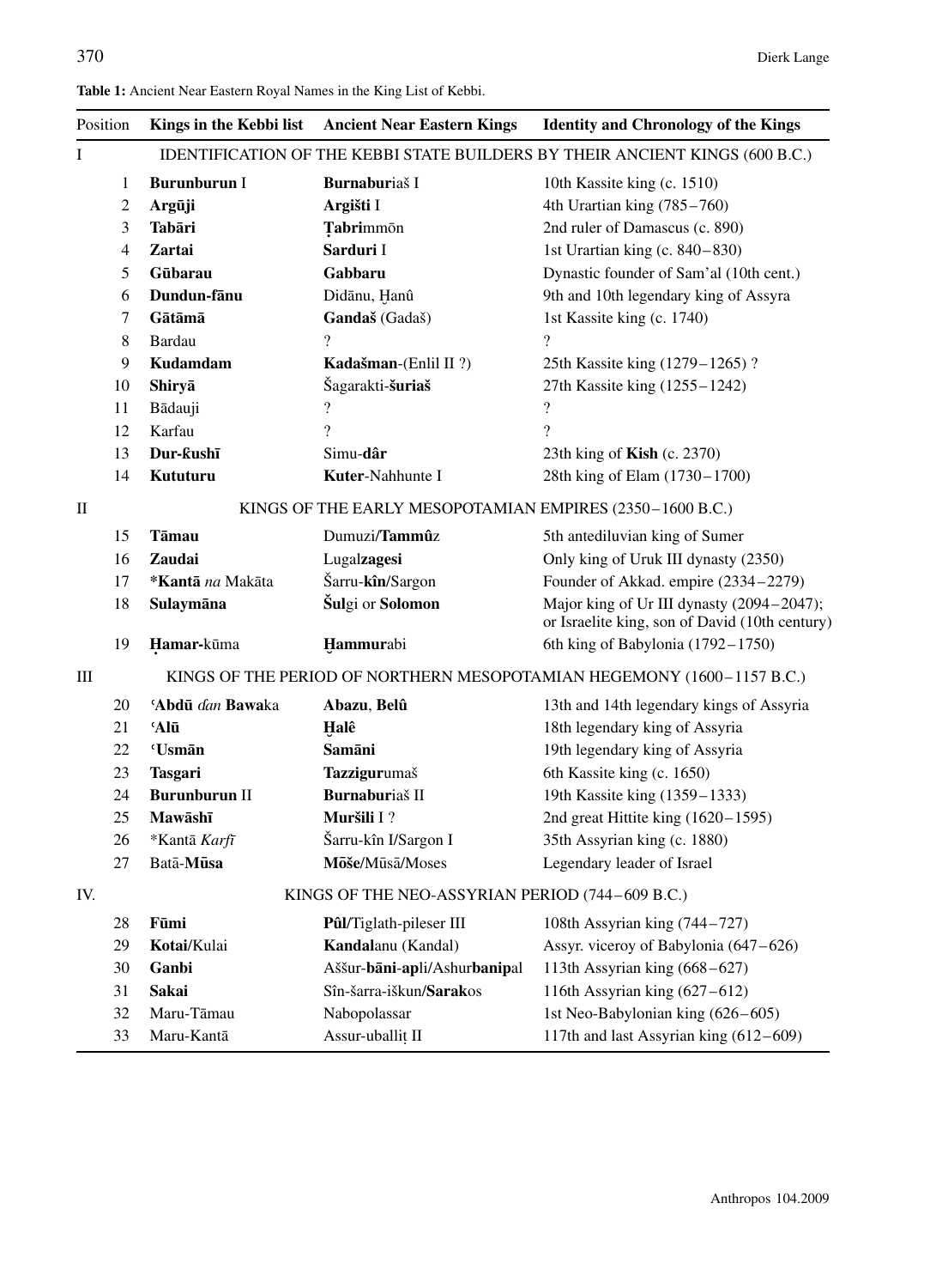**Table 1:** Ancient Near Eastern Royal Names in the King List of Kebbi.

| Position | | Kings in the Kebbi list | Ancient Near Eastern Kings | Identity and Chronology of the Kings |
|---|---|---|---|---|
| I | | IDENTIFICATION OF THE KEBBI STATE BUILDERS BY THEIR ANCIENT KINGS (600 B.C.) | | |
| | 1 | **Burunburun** I | **Burnabur**iaš I | 10th Kassite king (c. 1510) |
| | 2 | **Argūji** | **Argišti** I | 4th Urartian king (785–760) |
| | 3 | **Tabāri** | **Ṭabri**mmōn | 2nd ruler of Damascus (c. 890) |
| | 4 | **Zartai** | **Sarduri** I | 1st Urartian king (c. 840–830) |
| | 5 | **Gūbarau** | **Gabbaru** | Dynastic founder of Sam'al (10th cent.) |
| | 6 | **Dundun-fānu** | Didānu, Ḫanû | 9th and 10th legendary king of Assyra |
| | 7 | **Gātāmā** | **Gandaš** (Gadaš) | 1st Kassite king (c. 1740) |
| | 8 | Bardau | ? | ? |
| | 9 | **Kudamdam** | **Kadašman**-(Enlil II ?) | 25th Kassite king (1279–1265) ? |
| | 10 | **Shiryā** | Šagarakti-**šuriaš** | 27th Kassite king (1255–1242) |
| | 11 | Bādauji | ? | ? |
| | 12 | Karfau | ? | ? |
| | 13 | **Dur-ƙushī** | Simu-**dâr** | 23th king of **Kish** (c. 2370) |
| | 14 | **Kututuru** | **Kuter**-Nahhunte I | 28th king of Elam (1730–1700) |
| II | | KINGS OF THE EARLY MESOPOTAMIAN EMPIRES (2350–1600 B.C.) | | |
| | 15 | **Tāmau** | Dumuzi/**Tammû**z | 5th antediluvian king of Sumer |
| | 16 | **Zaudai** | Lugal**zagesi** | Only king of Uruk III dynasty (2350) |
| | 17 | ***Kantā** *na* Makāta | Šarru-**kîn**/Sargon | Founder of Akkad. empire (2334–2279) |
| | 18 | **Sulaymāna** | **Šul**gi or **Solomon** | Major king of Ur III dynasty (2094–2047); or Israelite king, son of David (10th century) |
| | 19 | **Ḥamar-**kūma | **Ḫammur**abi | 6th king of Babylonia (1792–1750) |
| III | | KINGS OF THE PERIOD OF NORTHERN MESOPOTAMIAN HEGEMONY (1600–1157 B.C.) | | |
| | 20 | **ʿAbdū** *ɗan* **Bawa**ka | **Abazu**, **Belû** | 13th and 14th legendary kings of Assyria |
| | 21 | **ʿAlū** | **Ḫalê** | 18th legendary king of Assyria |
| | 22 | **ʿUsmān** | **Samāni** | 19th legendary king of Assyria |
| | 23 | **Tasgari** | **Tazzigur**umaš | 6th Kassite king (c. 1650) |
| | 24 | **Burunburun** II | **Burnabur**iaš II | 19th Kassite king (1359–1333) |
| | 25 | **Mawāshī** | **Muršili** I ? | 2nd great Hittite king (1620–1595) |
| | 26 | *Kantā *Karfī* | Šarru-kîn I/Sargon I | 35th Assyrian king (c. 1880) |
| | 27 | Batā-**Mūsa** | **Mōše**/Mūsā/Moses | Legendary leader of Israel |
| IV. | | KINGS OF THE NEO-ASSYRIAN PERIOD (744–609 B.C.) | | |
| | 28 | **Fūmi** | **Pûl**/Tiglath-pileser III | 108th Assyrian king (744–727) |
| | 29 | **Kotai**/Kulai | **Kandal**anu (Kandal) | Assyr. viceroy of Babylonia (647–626) |
| | 30 | **Ganbi** | Aššur-**bāni**-**ap**li/Ashur**banip**al | 113th Assyrian king (668–627) |
| | 31 | **Sakai** | Sîn-šarra-iškun/**Sarak**os | 116th Assyrian king (627–612) |
| | 32 | Maru-Tāmau | Nabopolassar | 1st Neo-Babylonian king (626–605) |
| | 33 | Maru-Kantā | Assur-uballiṭ II | 117th and last Assyrian king (612–609) |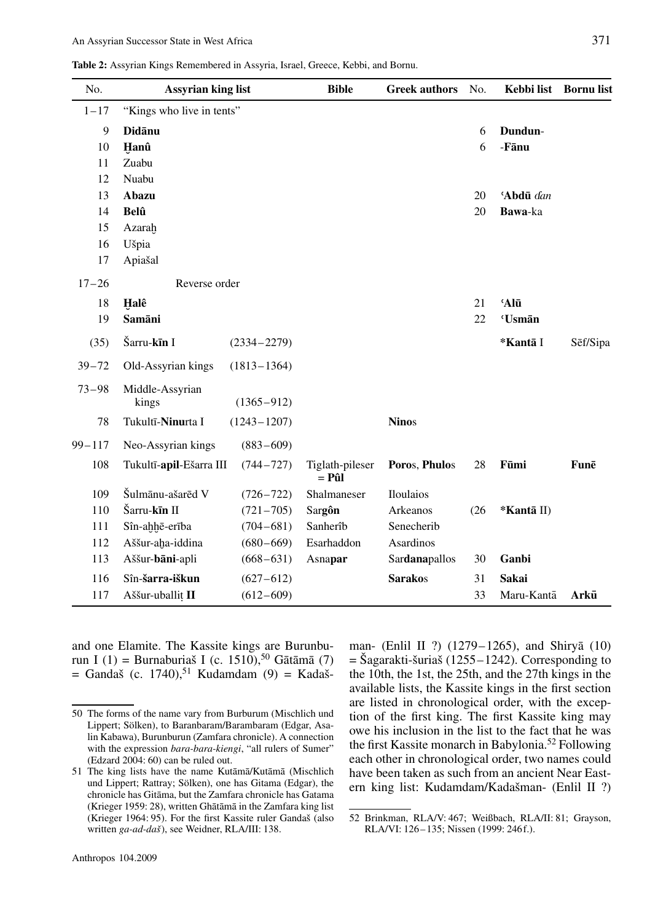**Table 2:** Assyrian Kings Remembered in Assyria, Israel, Greece, Kebbi, and Bornu.

| No. | Assyrian king list | | Bible | Greek authors | No. | Kebbi list | Bornu list |
|---|---|---|---|---|---|---|---|
| 1–17 | "Kings who live in tents" | | | | | | |
| 9 | **Didānu** | | | | 6 | **Dundun**- | |
| 10 | **Ḫanû** | | | | 6 | -**Fānu** | |
| 11 | Zuabu | | | | | | |
| 12 | Nuabu | | | | | | |
| 13 | **Abazu** | | | | 20 | **ʿAbdū** *dan* | |
| 14 | **Belû** | | | | 20 | **Bawa**-ka | |
| 15 | Azaraḫ | | | | | | |
| 16 | Ušpia | | | | | | |
| 17 | Apiašal | | | | | | |
| 17–26 | Reverse order | | | | | | |
| 18 | **Ḫalê** | | | | 21 | **ʿAlū** | |
| 19 | **Samāni** | | | | 22 | **ʿUsmān** | |
| (35) | Šarru-**kīn** I | (2334–2279) | | | | ***Kantā** I | Sēf/Sipa |
| 39–72 | Old-Assyrian kings | (1813–1364) | | | | | |
| 73–98 | Middle-Assyrian kings | (1365–912) | | | | | |
| 78 | Tukultī-**Ninu**rta I | (1243–1207) | | **Ninos** | | | |
| 99–117 | Neo-Assyrian kings | (883–609) | | | | | |
| 108 | Tukultī-**apil**-Ešarra III | (744–727) | Tiglath-pileser = **Pûl** | **Poros**, **Phulos** | 28 | **Fūmi** | **Funē** |
| 109 | Šulmānu-ašarēd V | (726–722) | Shalmaneser | Iloulaios | | | |
| 110 | Šarru-**kīn** II | (721–705) | Sar**gôn** | Arkeanos | (26 | ***Kantā** II) | |
| 111 | Sîn-aḫḫē-erība | (704–681) | Sanherîb | Senecherib | | | |
| 112 | Aššur-aḫa-iddina | (680–669) | Esarhaddon | Asardinos | | | |
| 113 | Aššur-**bāni**-apli | (668–631) | Asna**par** | Sar**dana**pallos | 30 | **Ganbi** | |
| 116 | Sîn-**šarra-iškun** | (627–612) | | **Sarako**s | 31 | **Sakai** | |
| 117 | Aššur-uballiṭ **II** | (612–609) | | | 33 | Maru-Kantā | **Arkū** |

and one Elamite. The Kassite kings are Burunburun I (1) = Burnaburiaš I (c. 1510),[50] Gātāmā (7) = Gandaš (c. 1740),[51] Kudamdam (9) = Kadašman- (Enlil II ?) (1279–1265), and Shiryā (10) = Šagarakti-šuriaš (1255–1242). Corresponding to the 10th, the 1st, the 25th, and the 27th kings in the available lists, the Kassite kings in the first section are listed in chronological order, with the exception of the first king. The first Kassite king may owe his inclusion in the list to the fact that he was the first Kassite monarch in Babylonia.[52] Following each other in chronological order, two names could have been taken as such from an ancient Near Eastern king list: Kudamdam/Kadašman- (Enlil II ?)

---

50 The forms of the name vary from Burburum (Mischlich und Lippert; Sölken), to Baranbaram/Barambaram (Edgar, Asalin Kabawa), Burunburun (Zamfara chronicle). A connection with the expression *bara-bara-kiengi*, "all rulers of Sumer" (Edzard 2004: 60) can be ruled out.

51 The king lists have the name Kutāmā/Kutāmā (Mischlich und Lippert; Rattray; Sölken), one has Gitama (Edgar), the chronicle has Gitāma, but the Zamfara chronicle has Gatama (Krieger 1959: 28), written Ghātāmā in the Zamfara king list (Krieger 1964: 95). For the first Kassite ruler Gandaš (also written *ga-ad-daš*), see Weidner, RLA/III: 138.

52 Brinkman, RLA/V: 467; Weißbach, RLA/II: 81; Grayson, RLA/VI: 126–135; Nissen (1999: 246 f.).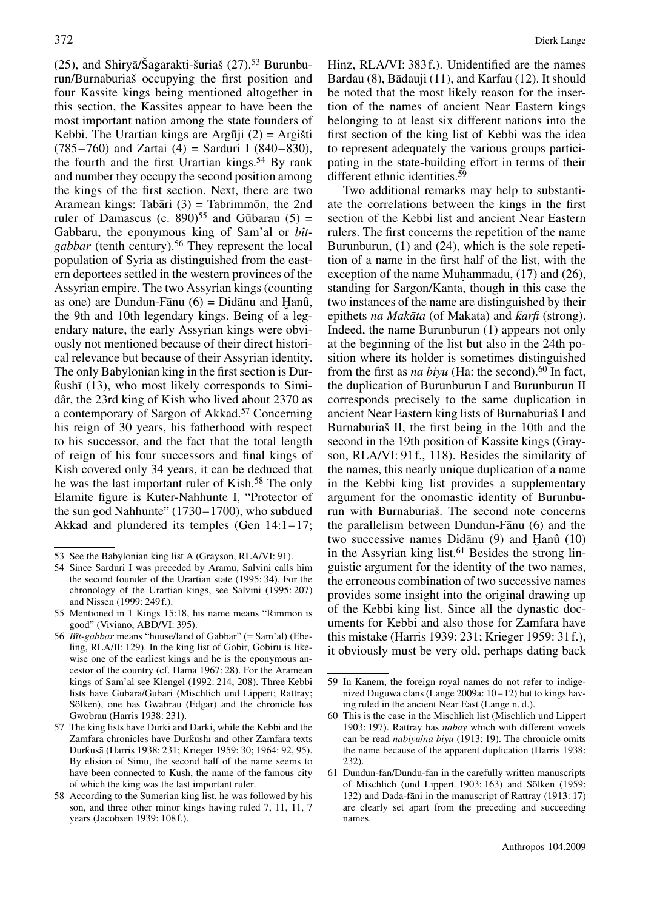(25), and Shiryā/Šagarakti-šuriaš (27).[53] Burunburun/Burnaburiaš occupying the first position and four Kassite kings being mentioned altogether in this section, the Kassites appear to have been the most important nation among the state founders of Kebbi. The Urartian kings are Argūji (2) = Argišti (785–760) and Zartai (4) = Sarduri I (840–830), the fourth and the first Urartian kings.[54] By rank and number they occupy the second position among the kings of the first section. Next, there are two Aramean kings: Tabāri (3) = Tabrimmōn, the 2nd ruler of Damascus (c. 890)[55] and Gūbarau (5) = Gabbaru, the eponymous king of Sam'al or *bît-gabbar* (tenth century).[56] They represent the local population of Syria as distinguished from the eastern deportees settled in the western provinces of the Assyrian empire. The two Assyrian kings (counting as one) are Dundun-Fānu (6) = Didānu and Ḫanû, the 9th and 10th legendary kings. Being of a legendary nature, the early Assyrian kings were obviously not mentioned because of their direct historical relevance but because of their Assyrian identity. The only Babylonian king in the first section is Durƙushī (13), who most likely corresponds to Simidâr, the 23rd king of Kish who lived about 2370 as a contemporary of Sargon of Akkad.[57] Concerning his reign of 30 years, his fatherhood with respect to his successor, and the fact that the total length of reign of his four successors and final kings of Kish covered only 34 years, it can be deduced that he was the last important ruler of Kish.[58] The only Elamite figure is Kuter-Nahhunte I, "Protector of the sun god Nahhunte" (1730–1700), who subdued Akkad and plundered its temples (Gen 14:1–17; Hinz, RLA/VI: 383 f.). Unidentified are the names Bardau (8), Bādauji (11), and Karfau (12). It should be noted that the most likely reason for the insertion of the names of ancient Near Eastern kings belonging to at least six different nations into the first section of the king list of Kebbi was the idea to represent adequately the various groups participating in the state-building effort in terms of their different ethnic identities.[59]

Two additional remarks may help to substantiate the correlations between the kings in the first section of the Kebbi list and ancient Near Eastern rulers. The first concerns the repetition of the name Burunburun, (1) and (24), which is the sole repetition of a name in the first half of the list, with the exception of the name Muḥammadu, (17) and (26), standing for Sargon/Kanta, though in this case the two instances of the name are distinguished by their epithets *na Makāta* (of Makata) and *ƙarfi* (strong). Indeed, the name Burunburun (1) appears not only at the beginning of the list but also in the 24th position where its holder is sometimes distinguished from the first as *na biyu* (Ha: the second).[60] In fact, the duplication of Burunburun I and Burunburun II corresponds precisely to the same duplication in ancient Near Eastern king lists of Burnaburiaš I and Burnaburiaš II, the first being in the 10th and the second in the 19th position of Kassite kings (Grayson, RLA/VI: 91 f., 118). Besides the similarity of the names, this nearly unique duplication of a name in the Kebbi king list provides a supplementary argument for the onomastic identity of Burunburun with Burnaburiaš. The second note concerns the parallelism between Dundun-Fānu (6) and the two successive names Didānu (9) and Ḫanû (10) in the Assyrian king list.[61] Besides the strong linguistic argument for the identity of the two names, the erroneous combination of two successive names provides some insight into the original drawing up of the Kebbi king list. Since all the dynastic documents for Kebbi and also those for Zamfara have this mistake (Harris 1939: 231; Krieger 1959: 31 f.), it obviously must be very old, perhaps dating back

---

53 See the Babylonian king list A (Grayson, RLA/VI: 91).

54 Since Sarduri I was preceded by Aramu, Salvini calls him the second founder of the Urartian state (1995: 34). For the chronology of the Urartian kings, see Salvini (1995: 207) and Nissen (1999: 249 f.).

55 Mentioned in 1 Kings 15:18, his name means "Rimmon is good" (Viviano, ABD/VI: 395).

56 *Bît-gabbar* means "house/land of Gabbar" (= Sam'al) (Ebeling, RLA/II: 129). In the king list of Gobir, Gobiru is likewise one of the earliest kings and he is the eponymous ancestor of the country (cf. Hama 1967: 28). For the Aramean kings of Sam'al see Klengel (1992: 214, 208). Three Kebbi lists have Gūbara/Gūbari (Mischlich und Lippert; Rattray; Sölken), one has Gwabrau (Edgar) and the chronicle has Gwobrau (Harris 1938: 231).

57 The king lists have Durki and Darki, while the Kebbi and the Zamfara chronicles have Durƙushī and other Zamfara texts Durƙusā (Harris 1938: 231; Krieger 1959: 30; 1964: 92, 95). By elision of Simu, the second half of the name seems to have been connected to Kush, the name of the famous city of which the king was the last important ruler.

58 According to the Sumerian king list, he was followed by his son, and three other minor kings having ruled 7, 11, 11, 7 years (Jacobsen 1939: 108 f.).

59 In Kanem, the foreign royal names do not refer to indigenized Duguwa clans (Lange 2009a: 10–12) but to kings having ruled in the ancient Near East (Lange n. d.).

60 This is the case in the Mischlich list (Mischlich und Lippert 1903: 197). Rattray has *nabay* which with different vowels can be read *nabiyu*/*na biyu* (1913: 19). The chronicle omits the name because of the apparent duplication (Harris 1938: 232).

61 Dundun-fān/Dundu-fān in the carefully written manuscripts of Mischlich (und Lippert 1903: 163) and Sölken (1959: 132) and Dada-fāni in the manuscript of Rattray (1913: 17) are clearly set apart from the preceding and succeeding names.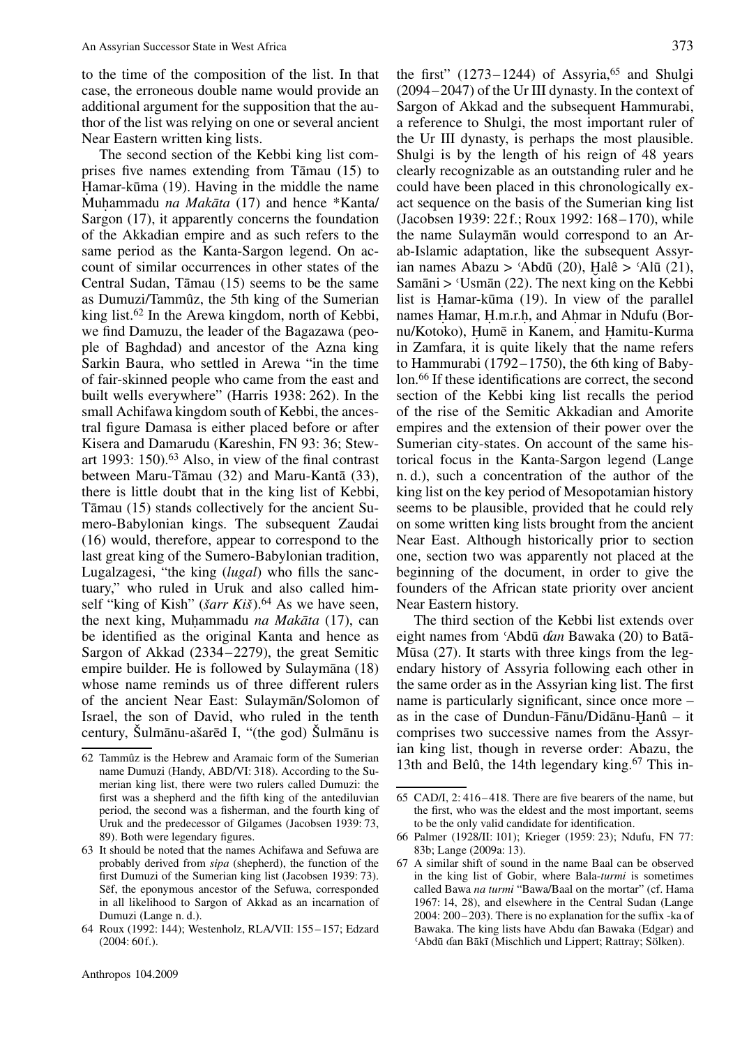to the time of the composition of the list. In that case, the erroneous double name would provide an additional argument for the supposition that the author of the list was relying on one or several ancient Near Eastern written king lists.

The second section of the Kebbi king list comprises five names extending from Tāmau (15) to Ḥamar-kūma (19). Having in the middle the name Muḥammadu *na Makāta* (17) and hence *Kanta/Sargon (17), it apparently concerns the foundation of the Akkadian empire and as such refers to the same period as the Kanta-Sargon legend. On account of similar occurrences in other states of the Central Sudan, Tāmau (15) seems to be the same as Dumuzi/Tammûz, the 5th king of the Sumerian king list.[62] In the Arewa kingdom, north of Kebbi, we find Damuzu, the leader of the Bagazawa (people of Baghdad) and ancestor of the Azna king Sarkin Baura, who settled in Arewa "in the time of fair-skinned people who came from the east and built wells everywhere" (Harris 1938: 262). In the small Achifawa kingdom south of Kebbi, the ancestral figure Damasa is either placed before or after Kisera and Damarudu (Kareshin, FN 93: 36; Stewart 1993: 150).[63] Also, in view of the final contrast between Maru-Tāmau (32) and Maru-Kantā (33), there is little doubt that in the king list of Kebbi, Tāmau (15) stands collectively for the ancient Sumero-Babylonian kings. The subsequent Zaudai (16) would, therefore, appear to correspond to the last great king of the Sumero-Babylonian tradition, Lugalzagesi, "the king (*lugal*) who fills the sanctuary," who ruled in Uruk and also called himself "king of Kish" (*šarr Kiš*).[64] As we have seen, the next king, Muḥammadu *na Makāta* (17), can be identified as the original Kanta and hence as Sargon of Akkad (2334–2279), the great Semitic empire builder. He is followed by Sulaymāna (18) whose name reminds us of three different rulers of the ancient Near East: Sulaymān/Solomon of Israel, the son of David, who ruled in the tenth century, Šulmānu-ašarēd I, "(the god) Šulmānu is the first" (1273–1244) of Assyria,[65] and Shulgi (2094–2047) of the Ur III dynasty. In the context of Sargon of Akkad and the subsequent Hammurabi, a reference to Shulgi, the most important ruler of the Ur III dynasty, is perhaps the most plausible. Shulgi is by the length of his reign of 48 years clearly recognizable as an outstanding ruler and he could have been placed in this chronologically exact sequence on the basis of the Sumerian king list (Jacobsen 1939: 22 f.; Roux 1992: 168–170), while the name Sulaymān would correspond to an Arab-Islamic adaptation, like the subsequent Assyrian names Abazu > ʿAbdū (20), Ḫalê > ʿAlū (21), Samāni > ʿUsmān (22). The next king on the Kebbi list is Ḥamar-kūma (19). In view of the parallel names Ḥamar, Ḥ.m.r.ḥ, and Aḥmar in Ndufu (Bornu/Kotoko), Ḥumē in Kanem, and Ḥamitu-Kurma in Zamfara, it is quite likely that the name refers to Hammurabi (1792–1750), the 6th king of Babylon.[66] If these identifications are correct, the second section of the Kebbi king list recalls the period of the rise of the Semitic Akkadian and Amorite empires and the extension of their power over the Sumerian city-states. On account of the same historical focus in the Kanta-Sargon legend (Lange n. d.), such a concentration of the author of the king list on the key period of Mesopotamian history seems to be plausible, provided that he could rely on some written king lists brought from the ancient Near East. Although historically prior to section one, section two was apparently not placed at the beginning of the document, in order to give the founders of the African state priority over ancient Near Eastern history.

The third section of the Kebbi list extends over eight names from ʿAbdū *ɗan* Bawaka (20) to Batā-Mūsa (27). It starts with three kings from the legendary history of Assyria following each other in the same order as in the Assyrian king list. The first name is particularly significant, since once more – as in the case of Dundun-Fānu/Didānu-Ḫanû – it comprises two successive names from the Assyrian king list, though in reverse order: Abazu, the 13th and Belû, the 14th legendary king.[67] This in-

---

62 Tammûz is the Hebrew and Aramaic form of the Sumerian name Dumuzi (Handy, ABD/VI: 318). According to the Sumerian king list, there were two rulers called Dumuzi: the first was a shepherd and the fifth king of the antediluvian period, the second was a fisherman, and the fourth king of Uruk and the predecessor of Gilgames (Jacobsen 1939: 73, 89). Both were legendary figures.

63 It should be noted that the names Achifawa and Sefuwa are probably derived from *sipa* (shepherd), the function of the first Dumuzi of the Sumerian king list (Jacobsen 1939: 73). Sēf, the eponymous ancestor of the Sefuwa, corresponded in all likelihood to Sargon of Akkad as an incarnation of Dumuzi (Lange n. d.).

64 Roux (1992: 144); Westenholz, RLA/VII: 155–157; Edzard (2004: 60 f.).

65 CAD/I, 2: 416–418. There are five bearers of the name, but the first, who was the eldest and the most important, seems to be the only valid candidate for identification.

66 Palmer (1928/II: 101); Krieger (1959: 23); Ndufu, FN 77: 83b; Lange (2009a: 13).

67 A similar shift of sound in the name Baal can be observed in the king list of Gobir, where Bala-*turmi* is sometimes called Bawa *na turmi* "Bawa/Baal on the mortar" (cf. Hama 1967: 14, 28), and elsewhere in the Central Sudan (Lange 2004: 200–203). There is no explanation for the suffix -ka of Bawaka. The king lists have Abdu ɗan Bawaka (Edgar) and ʿAbdū ɗan Bākī (Mischlich und Lippert; Rattray; Sölken).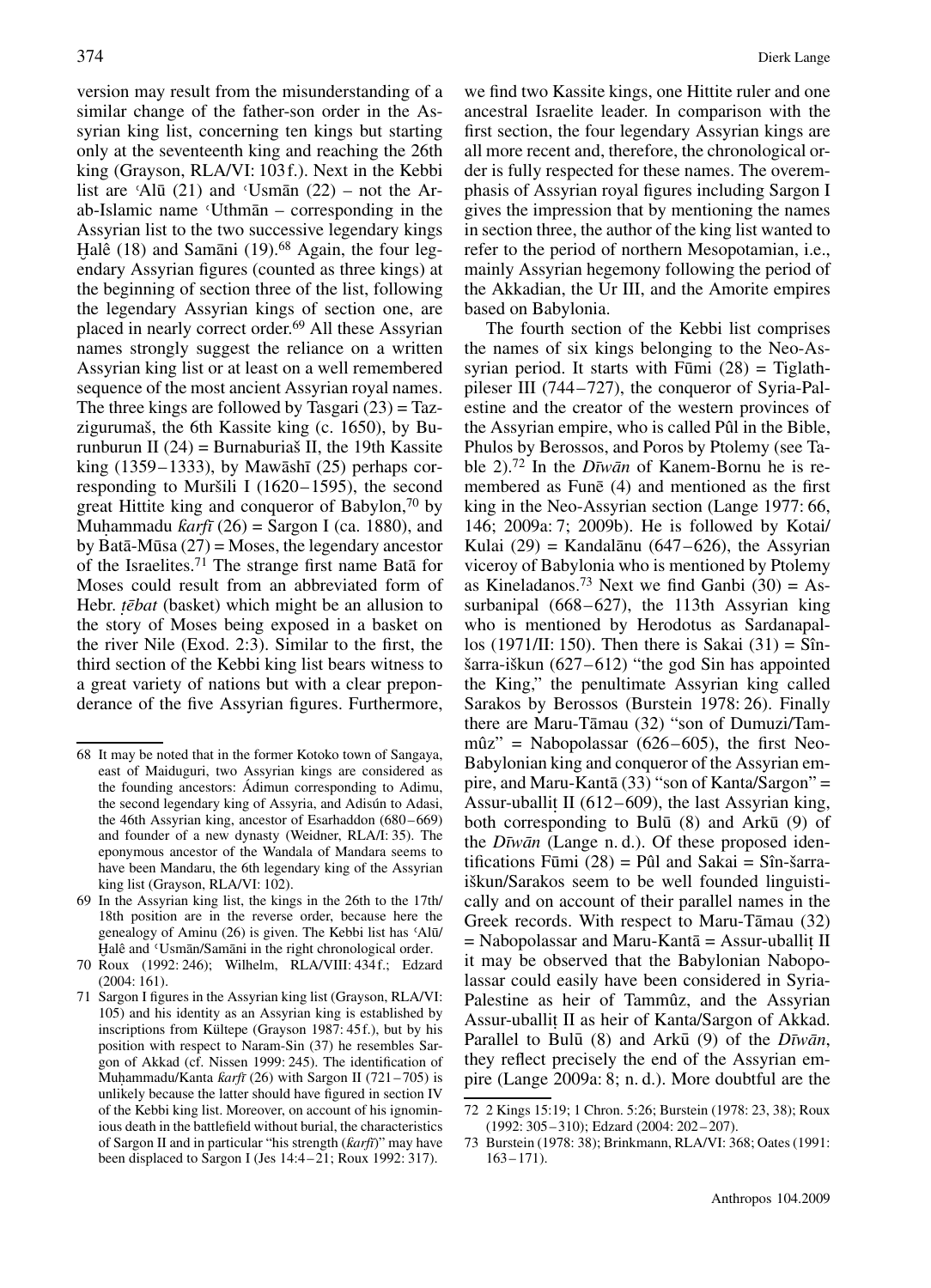version may result from the misunderstanding of a similar change of the father-son order in the Assyrian king list, concerning ten kings but starting only at the seventeenth king and reaching the 26th king (Grayson, RLA/VI: 103f.). Next in the Kebbi list are ʿAlū (21) and ʿUsmān (22) – not the Arab-Islamic name ʿUthmān – corresponding in the Assyrian list to the two successive legendary kings Ḫalê (18) and Samāni (19).[68] Again, the four legendary Assyrian figures (counted as three kings) at the beginning of section three of the list, following the legendary Assyrian kings of section one, are placed in nearly correct order.[69] All these Assyrian names strongly suggest the reliance on a written Assyrian king list or at least on a well remembered sequence of the most ancient Assyrian royal names. The three kings are followed by Tasgari (23) = Tazzigurumaš, the 6th Kassite king (c. 1650), by Burunburun II (24) = Burnaburiaš II, the 19th Kassite king (1359–1333), by Mawāshī (25) perhaps corresponding to Muršili I (1620–1595), the second great Hittite king and conqueror of Babylon,[70] by Muḥammadu *ƙarfī* (26) = Sargon I (ca. 1880), and by Batā-Mūsa (27) = Moses, the legendary ancestor of the Israelites.[71] The strange first name Batā for Moses could result from an abbreviated form of Hebr. *ṭēbat* (basket) which might be an allusion to the story of Moses being exposed in a basket on the river Nile (Exod. 2:3). Similar to the first, the third section of the Kebbi king list bears witness to a great variety of nations but with a clear preponderance of the five Assyrian figures. Furthermore, we find two Kassite kings, one Hittite ruler and one ancestral Israelite leader. In comparison with the first section, the four legendary Assyrian kings are all more recent and, therefore, the chronological order is fully respected for these names. The overemphasis of Assyrian royal figures including Sargon I gives the impression that by mentioning the names in section three, the author of the king list wanted to refer to the period of northern Mesopotamian, i.e., mainly Assyrian hegemony following the period of the Akkadian, the Ur III, and the Amorite empires based on Babylonia.

The fourth section of the Kebbi list comprises the names of six kings belonging to the Neo-Assyrian period. It starts with Fūmi (28) = Tiglathpileser III (744–727), the conqueror of Syria-Palestine and the creator of the western provinces of the Assyrian empire, who is called Pûl in the Bible, Phulos by Berossos, and Poros by Ptolemy (see Table 2).[72] In the *Dīwān* of Kanem-Bornu he is remembered as Funē (4) and mentioned as the first king in the Neo-Assyrian section (Lange 1977: 66, 146; 2009a: 7; 2009b). He is followed by Kotai/Kulai (29) = Kandalānu (647–626), the Assyrian viceroy of Babylonia who is mentioned by Ptolemy as Kineladanos.[73] Next we find Ganbi (30) = Assurbanipal (668–627), the 113th Assyrian king who is mentioned by Herodotus as Sardanapallos (1971/II: 150). Then there is Sakai (31) = Sîn-šarra-iškun (627–612) "the god Sin has appointed the King," the penultimate Assyrian king called Sarakos by Berossos (Burstein 1978: 26). Finally there are Maru-Tāmau (32) "son of Dumuzi/Tammûz" = Nabopolassar (626–605), the first Neo-Babylonian king and conqueror of the Assyrian empire, and Maru-Kantā (33) "son of Kanta/Sargon" = Assur-uballiṭ II (612–609), the last Assyrian king, both corresponding to Bulū (8) and Arkū (9) of the *Dīwān* (Lange n. d.). Of these proposed identifications Fūmi (28) = Pûl and Sakai = Sîn-šarra-iškun/Sarakos seem to be well founded linguistically and on account of their parallel names in the Greek records. With respect to Maru-Tāmau (32) = Nabopolassar and Maru-Kantā = Assur-uballiṭ II it may be observed that the Babylonian Nabopolassar could easily have been considered in Syria-Palestine as heir of Tammûz, and the Assyrian Assur-uballiṭ II as heir of Kanta/Sargon of Akkad. Parallel to Bulū (8) and Arkū (9) of the *Dīwān*, they reflect precisely the end of the Assyrian empire (Lange 2009a: 8; n. d.). More doubtful are the

---

68 It may be noted that in the former Kotoko town of Sangaya, east of Maiduguri, two Assyrian kings are considered as the founding ancestors: Ádimun corresponding to Adimu, the second legendary king of Assyria, and Adisún to Adasi, the 46th Assyrian king, ancestor of Esarhaddon (680–669) and founder of a new dynasty (Weidner, RLA/I: 35). The eponymous ancestor of the Wandala of Mandara seems to have been Mandaru, the 6th legendary king of the Assyrian king list (Grayson, RLA/VI: 102).

69 In the Assyrian king list, the kings in the 26th to the 17th/18th position are in the reverse order, because here the genealogy of Aminu (26) is given. The Kebbi list has ʿAlū/Ḫalê and ʿUsmān/Samāni in the right chronological order.

70 Roux (1992: 246); Wilhelm, RLA/VIII: 434f.; Edzard (2004: 161).

71 Sargon I figures in the Assyrian king list (Grayson, RLA/VI: 105) and his identity as an Assyrian king is established by inscriptions from Kültepe (Grayson 1987: 45f.), but by his position with respect to Naram-Sin (37) he resembles Sargon of Akkad (cf. Nissen 1999: 245). The identification of Muḥammadu/Kanta *ƙarfī* (26) with Sargon II (721–705) is unlikely because the latter should have figured in section IV of the Kebbi king list. Moreover, on account of his ignominious death in the battlefield without burial, the characteristics of Sargon II and in particular "his strength (*ƙarfī*)" may have been displaced to Sargon I (Jes 14:4–21; Roux 1992: 317).

72 2 Kings 15:19; 1 Chron. 5:26; Burstein (1978: 23, 38); Roux (1992: 305–310); Edzard (2004: 202–207).

73 Burstein (1978: 38); Brinkmann, RLA/VI: 368; Oates (1991: 163–171).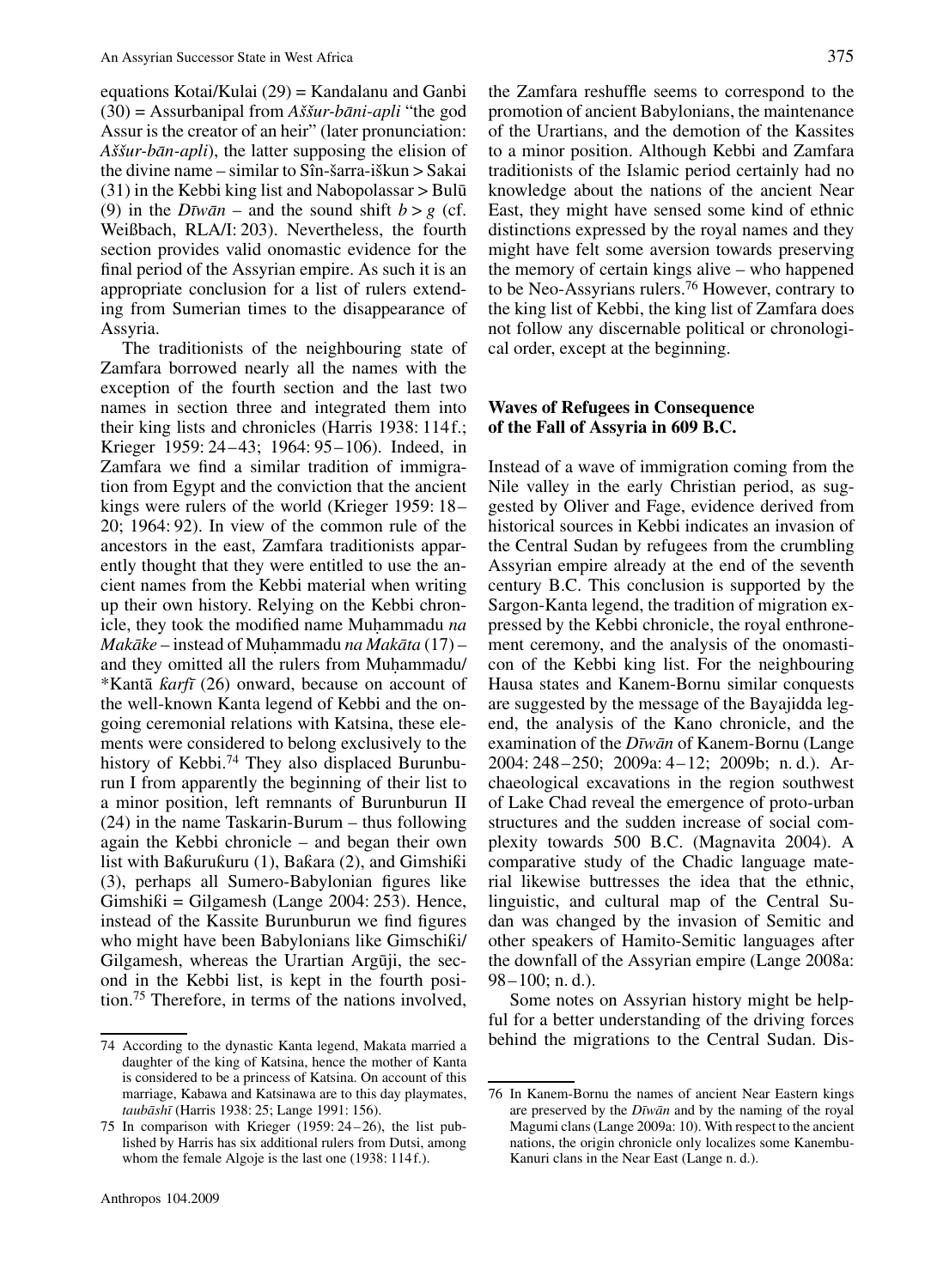equations Kotai/Kulai (29) = Kandalanu and Ganbi (30) = Assurbanipal from *Aššur-bāni-apli* "the god Assur is the creator of an heir" (later pronunciation: *Aššur-bān-apli*), the latter supposing the elision of the divine name – similar to Sîn-šarra-iškun > Sakai (31) in the Kebbi king list and Nabopolassar > Bulū (9) in the *Dīwān* – and the sound shift $b > g$ (cf. Weißbach, RLA/I: 203). Nevertheless, the fourth section provides valid onomastic evidence for the final period of the Assyrian empire. As such it is an appropriate conclusion for a list of rulers extending from Sumerian times to the disappearance of Assyria.

The traditionists of the neighbouring state of Zamfara borrowed nearly all the names with the exception of the fourth section and the last two names in section three and integrated them into their king lists and chronicles (Harris 1938: 114 f.; Krieger 1959: 24–43; 1964: 95–106). Indeed, in Zamfara we find a similar tradition of immigration from Egypt and the conviction that the ancient kings were rulers of the world (Krieger 1959: 18–20; 1964: 92). In view of the common rule of the ancestors in the east, Zamfara traditionists apparently thought that they were entitled to use the ancient names from the Kebbi material when writing up their own history. Relying on the Kebbi chronicle, they took the modified name Muḥammadu *na Makāke* – instead of Muḥammadu *na Makāta* (17) – and they omitted all the rulers from Muḥammadu/ *Kantā *ƙarfī* (26) onward, because on account of the well-known Kanta legend of Kebbi and the ongoing ceremonial relations with Katsina, these elements were considered to belong exclusively to the history of Kebbi.[74] They also displaced Burunburun I from apparently the beginning of their list to a minor position, left remnants of Burunburun II (24) in the name Taskarin-Burum – thus following again the Kebbi chronicle – and began their own list with Baƙuruƙuru (1), Baƙara (2), and Gimshiƙi (3), perhaps all Sumero-Babylonian figures like Gimshiƙi = Gilgamesh (Lange 2004: 253). Hence, instead of the Kassite Burunburun we find figures who might have been Babylonians like Gimschiƙi/ Gilgamesh, whereas the Urartian Argūji, the second in the Kebbi list, is kept in the fourth position.[75] Therefore, in terms of the nations involved, the Zamfara reshuffle seems to correspond to the promotion of ancient Babylonians, the maintenance of the Urartians, and the demotion of the Kassites to a minor position. Although Kebbi and Zamfara traditionists of the Islamic period certainly had no knowledge about the nations of the ancient Near East, they might have sensed some kind of ethnic distinctions expressed by the royal names and they might have felt some aversion towards preserving the memory of certain kings alive – who happened to be Neo-Assyrians rulers.[76] However, contrary to the king list of Kebbi, the king list of Zamfara does not follow any discernable political or chronological order, except at the beginning.

## Waves of Refugees in Consequence of the Fall of Assyria in 609 B.C.

Instead of a wave of immigration coming from the Nile valley in the early Christian period, as suggested by Oliver and Fage, evidence derived from historical sources in Kebbi indicates an invasion of the Central Sudan by refugees from the crumbling Assyrian empire already at the end of the seventh century B.C. This conclusion is supported by the Sargon-Kanta legend, the tradition of migration expressed by the Kebbi chronicle, the royal enthronement ceremony, and the analysis of the onomasticon of the Kebbi king list. For the neighbouring Hausa states and Kanem-Bornu similar conquests are suggested by the message of the Bayajidda legend, the analysis of the Kano chronicle, and the examination of the *Dīwān* of Kanem-Bornu (Lange 2004: 248–250; 2009a: 4–12; 2009b; n. d.). Archaeological excavations in the region southwest of Lake Chad reveal the emergence of proto-urban structures and the sudden increase of social complexity towards 500 B.C. (Magnavita 2004). A comparative study of the Chadic language material likewise buttresses the idea that the ethnic, linguistic, and cultural map of the Central Sudan was changed by the invasion of Semitic and other speakers of Hamito-Semitic languages after the downfall of the Assyrian empire (Lange 2008a: 98–100; n. d.).

Some notes on Assyrian history might be helpful for a better understanding of the driving forces behind the migrations to the Central Sudan. Dis-

---

74 According to the dynastic Kanta legend, Makata married a daughter of the king of Katsina, hence the mother of Kanta is considered to be a princess of Katsina. On account of this marriage, Kabawa and Katsinawa are to this day playmates, *taubāshī* (Harris 1938: 25; Lange 1991: 156).

75 In comparison with Krieger (1959: 24–26), the list published by Harris has six additional rulers from Dutsi, among whom the female Algoje is the last one (1938: 114 f.).

76 In Kanem-Bornu the names of ancient Near Eastern kings are preserved by the *Dīwān* and by the naming of the royal Magumi clans (Lange 2009a: 10). With respect to the ancient nations, the origin chronicle only localizes some Kanembu-Kanuri clans in the Near East (Lange n. d.).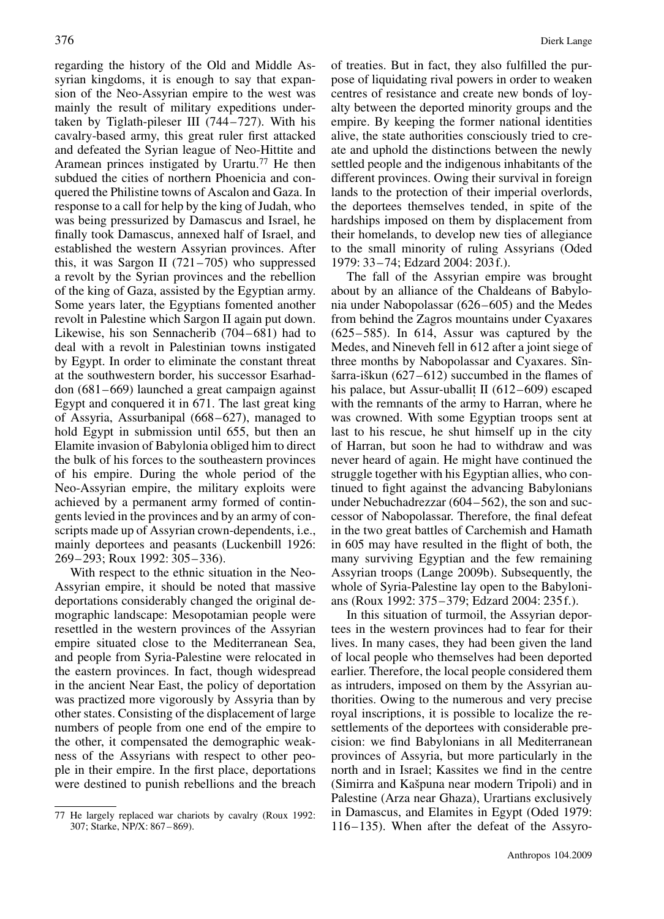regarding the history of the Old and Middle Assyrian kingdoms, it is enough to say that expansion of the Neo-Assyrian empire to the west was mainly the result of military expeditions undertaken by Tiglath-pileser III (744–727). With his cavalry-based army, this great ruler first attacked and defeated the Syrian league of Neo-Hittite and Aramean princes instigated by Urartu.[77] He then subdued the cities of northern Phoenicia and conquered the Philistine towns of Ascalon and Gaza. In response to a call for help by the king of Judah, who was being pressurized by Damascus and Israel, he finally took Damascus, annexed half of Israel, and established the western Assyrian provinces. After this, it was Sargon II (721–705) who suppressed a revolt by the Syrian provinces and the rebellion of the king of Gaza, assisted by the Egyptian army. Some years later, the Egyptians fomented another revolt in Palestine which Sargon II again put down. Likewise, his son Sennacherib (704–681) had to deal with a revolt in Palestinian towns instigated by Egypt. In order to eliminate the constant threat at the southwestern border, his successor Esarhaddon (681–669) launched a great campaign against Egypt and conquered it in 671. The last great king of Assyria, Assurbanipal (668–627), managed to hold Egypt in submission until 655, but then an Elamite invasion of Babylonia obliged him to direct the bulk of his forces to the southeastern provinces of his empire. During the whole period of the Neo-Assyrian empire, the military exploits were achieved by a permanent army formed of contingents levied in the provinces and by an army of conscripts made up of Assyrian crown-dependents, i.e., mainly deportees and peasants (Luckenbill 1926: 269–293; Roux 1992: 305–336).

With respect to the ethnic situation in the Neo-Assyrian empire, it should be noted that massive deportations considerably changed the original demographic landscape: Mesopotamian people were resettled in the western provinces of the Assyrian empire situated close to the Mediterranean Sea, and people from Syria-Palestine were relocated in the eastern provinces. In fact, though widespread in the ancient Near East, the policy of deportation was practized more vigorously by Assyria than by other states. Consisting of the displacement of large numbers of people from one end of the empire to the other, it compensated the demographic weakness of the Assyrians with respect to other people in their empire. In the first place, deportations were destined to punish rebellions and the breach of treaties. But in fact, they also fulfilled the purpose of liquidating rival powers in order to weaken centres of resistance and create new bonds of loyalty between the deported minority groups and the empire. By keeping the former national identities alive, the state authorities consciously tried to create and uphold the distinctions between the newly settled people and the indigenous inhabitants of the different provinces. Owing their survival in foreign lands to the protection of their imperial overlords, the deportees themselves tended, in spite of the hardships imposed on them by displacement from their homelands, to develop new ties of allegiance to the small minority of ruling Assyrians (Oded 1979: 33–74; Edzard 2004: 203 f.).

The fall of the Assyrian empire was brought about by an alliance of the Chaldeans of Babylonia under Nabopolassar (626–605) and the Medes from behind the Zagros mountains under Cyaxares (625–585). In 614, Assur was captured by the Medes, and Nineveh fell in 612 after a joint siege of three months by Nabopolassar and Cyaxares. Sîn-šarra-iškun (627–612) succumbed in the flames of his palace, but Assur-uballiṭ II (612–609) escaped with the remnants of the army to Harran, where he was crowned. With some Egyptian troops sent at last to his rescue, he shut himself up in the city of Harran, but soon he had to withdraw and was never heard of again. He might have continued the struggle together with his Egyptian allies, who continued to fight against the advancing Babylonians under Nebuchadrezzar (604–562), the son and successor of Nabopolassar. Therefore, the final defeat in the two great battles of Carchemish and Hamath in 605 may have resulted in the flight of both, the many surviving Egyptian and the few remaining Assyrian troops (Lange 2009b). Subsequently, the whole of Syria-Palestine lay open to the Babylonians (Roux 1992: 375–379; Edzard 2004: 235 f.).

In this situation of turmoil, the Assyrian deportees in the western provinces had to fear for their lives. In many cases, they had been given the land of local people who themselves had been deported earlier. Therefore, the local people considered them as intruders, imposed on them by the Assyrian authorities. Owing to the numerous and very precise royal inscriptions, it is possible to localize the resettlements of the deportees with considerable precision: we find Babylonians in all Mediterranean provinces of Assyria, but more particularly in the north and in Israel; Kassites we find in the centre (Simirra and Kašpuna near modern Tripoli) and in Palestine (Arza near Ghaza), Urartians exclusively in Damascus, and Elamites in Egypt (Oded 1979: 116–135). When after the defeat of the Assyro-

---

77 He largely replaced war chariots by cavalry (Roux 1992: 307; Starke, NP/X: 867–869).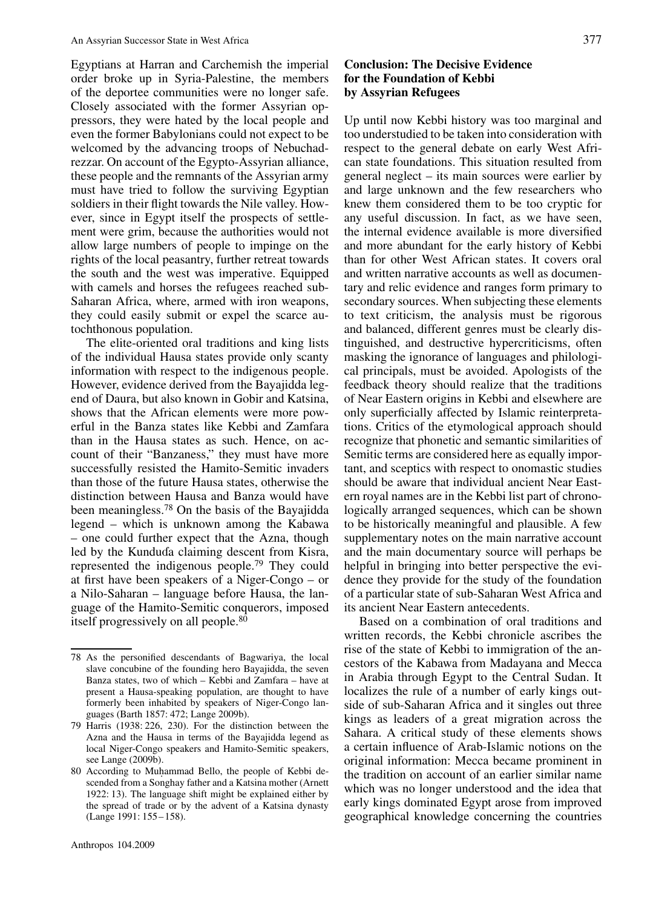Egyptians at Harran and Carchemish the imperial order broke up in Syria-Palestine, the members of the deportee communities were no longer safe. Closely associated with the former Assyrian oppressors, they were hated by the local people and even the former Babylonians could not expect to be welcomed by the advancing troops of Nebuchadrezzar. On account of the Egypto-Assyrian alliance, these people and the remnants of the Assyrian army must have tried to follow the surviving Egyptian soldiers in their flight towards the Nile valley. However, since in Egypt itself the prospects of settlement were grim, because the authorities would not allow large numbers of people to impinge on the rights of the local peasantry, further retreat towards the south and the west was imperative. Equipped with camels and horses the refugees reached sub-Saharan Africa, where, armed with iron weapons, they could easily submit or expel the scarce autochthonous population.

The elite-oriented oral traditions and king lists of the individual Hausa states provide only scanty information with respect to the indigenous people. However, evidence derived from the Bayajidda legend of Daura, but also known in Gobir and Katsina, shows that the African elements were more powerful in the Banza states like Kebbi and Zamfara than in the Hausa states as such. Hence, on account of their "Banzaness," they must have more successfully resisted the Hamito-Semitic invaders than those of the future Hausa states, otherwise the distinction between Hausa and Banza would have been meaningless.[78] On the basis of the Bayajidda legend – which is unknown among the Kabawa – one could further expect that the Azna, though led by the Kundud̵a claiming descent from Kisra, represented the indigenous people.[79] They could at first have been speakers of a Niger-Congo – or a Nilo-Saharan – language before Hausa, the language of the Hamito-Semitic conquerors, imposed itself progressively on all people.[80]

## Conclusion: The Decisive Evidence for the Foundation of Kebbi by Assyrian Refugees

Up until now Kebbi history was too marginal and too understudied to be taken into consideration with respect to the general debate on early West African state foundations. This situation resulted from general neglect – its main sources were earlier by and large unknown and the few researchers who knew them considered them to be too cryptic for any useful discussion. In fact, as we have seen, the internal evidence available is more diversified and more abundant for the early history of Kebbi than for other West African states. It covers oral and written narrative accounts as well as documentary and relic evidence and ranges form primary to secondary sources. When subjecting these elements to text criticism, the analysis must be rigorous and balanced, different genres must be clearly distinguished, and destructive hypercriticisms, often masking the ignorance of languages and philological principals, must be avoided. Apologists of the feedback theory should realize that the traditions of Near Eastern origins in Kebbi and elsewhere are only superficially affected by Islamic reinterpretations. Critics of the etymological approach should recognize that phonetic and semantic similarities of Semitic terms are considered here as equally important, and sceptics with respect to onomastic studies should be aware that individual ancient Near Eastern royal names are in the Kebbi list part of chronologically arranged sequences, which can be shown to be historically meaningful and plausible. A few supplementary notes on the main narrative account and the main documentary source will perhaps be helpful in bringing into better perspective the evidence they provide for the study of the foundation of a particular state of sub-Saharan West Africa and its ancient Near Eastern antecedents.

Based on a combination of oral traditions and written records, the Kebbi chronicle ascribes the rise of the state of Kebbi to immigration of the ancestors of the Kabawa from Madayana and Mecca in Arabia through Egypt to the Central Sudan. It localizes the rule of a number of early kings outside of sub-Saharan Africa and it singles out three kings as leaders of a great migration across the Sahara. A critical study of these elements shows a certain influence of Arab-Islamic notions on the original information: Mecca became prominent in the tradition on account of an earlier similar name which was no longer understood and the idea that early kings dominated Egypt arose from improved geographical knowledge concerning the countries

---

78 As the personified descendants of Bagwariya, the local slave concubine of the founding hero Bayajidda, the seven Banza states, two of which – Kebbi and Zamfara – have at present a Hausa-speaking population, are thought to have formerly been inhabited by speakers of Niger-Congo languages (Barth 1857: 472; Lange 2009b).

79 Harris (1938: 226, 230). For the distinction between the Azna and the Hausa in terms of the Bayajidda legend as local Niger-Congo speakers and Hamito-Semitic speakers, see Lange (2009b).

80 According to Muḥammad Bello, the people of Kebbi descended from a Songhay father and a Katsina mother (Arnett 1922: 13). The language shift might be explained either by the spread of trade or by the advent of a Katsina dynasty (Lange 1991: 155–158).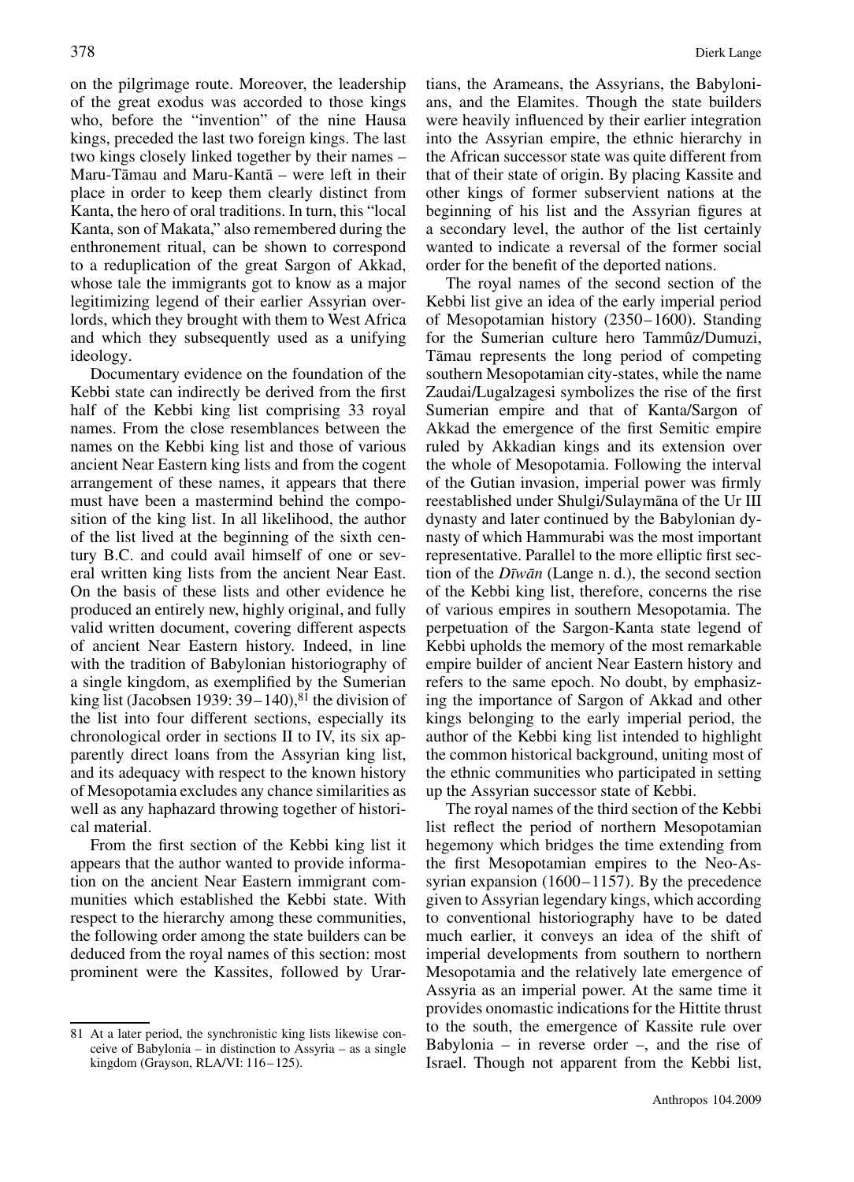on the pilgrimage route. Moreover, the leadership of the great exodus was accorded to those kings who, before the "invention" of the nine Hausa kings, preceded the last two foreign kings. The last two kings closely linked together by their names – Maru-Tāmau and Maru-Kantā – were left in their place in order to keep them clearly distinct from Kanta, the hero of oral traditions. In turn, this "local Kanta, son of Makata," also remembered during the enthronement ritual, can be shown to correspond to a reduplication of the great Sargon of Akkad, whose tale the immigrants got to know as a major legitimizing legend of their earlier Assyrian overlords, which they brought with them to West Africa and which they subsequently used as a unifying ideology.

Documentary evidence on the foundation of the Kebbi state can indirectly be derived from the first half of the Kebbi king list comprising 33 royal names. From the close resemblances between the names on the Kebbi king list and those of various ancient Near Eastern king lists and from the cogent arrangement of these names, it appears that there must have been a mastermind behind the composition of the king list. In all likelihood, the author of the list lived at the beginning of the sixth century B.C. and could avail himself of one or several written king lists from the ancient Near East. On the basis of these lists and other evidence he produced an entirely new, highly original, and fully valid written document, covering different aspects of ancient Near Eastern history. Indeed, in line with the tradition of Babylonian historiography of a single kingdom, as exemplified by the Sumerian king list (Jacobsen 1939: 39–140),[81] the division of the list into four different sections, especially its chronological order in sections II to IV, its six apparently direct loans from the Assyrian king list, and its adequacy with respect to the known history of Mesopotamia excludes any chance similarities as well as any haphazard throwing together of historical material.

From the first section of the Kebbi king list it appears that the author wanted to provide information on the ancient Near Eastern immigrant communities which established the Kebbi state. With respect to the hierarchy among these communities, the following order among the state builders can be deduced from the royal names of this section: most prominent were the Kassites, followed by Urartians, the Arameans, the Assyrians, the Babylonians, and the Elamites. Though the state builders were heavily influenced by their earlier integration into the Assyrian empire, the ethnic hierarchy in the African successor state was quite different from that of their state of origin. By placing Kassite and other kings of former subservient nations at the beginning of his list and the Assyrian figures at a secondary level, the author of the list certainly wanted to indicate a reversal of the former social order for the benefit of the deported nations.

The royal names of the second section of the Kebbi list give an idea of the early imperial period of Mesopotamian history (2350–1600). Standing for the Sumerian culture hero Tammûz/Dumuzi, Tāmau represents the long period of competing southern Mesopotamian city-states, while the name Zaudai/Lugalzagesi symbolizes the rise of the first Sumerian empire and that of Kanta/Sargon of Akkad the emergence of the first Semitic empire ruled by Akkadian kings and its extension over the whole of Mesopotamia. Following the interval of the Gutian invasion, imperial power was firmly reestablished under Shulgi/Sulaymāna of the Ur III dynasty and later continued by the Babylonian dynasty of which Hammurabi was the most important representative. Parallel to the more elliptic first section of the *Dīwān* (Lange n. d.), the second section of the Kebbi king list, therefore, concerns the rise of various empires in southern Mesopotamia. The perpetuation of the Sargon-Kanta state legend of Kebbi upholds the memory of the most remarkable empire builder of ancient Near Eastern history and refers to the same epoch. No doubt, by emphasizing the importance of Sargon of Akkad and other kings belonging to the early imperial period, the author of the Kebbi king list intended to highlight the common historical background, uniting most of the ethnic communities who participated in setting up the Assyrian successor state of Kebbi.

The royal names of the third section of the Kebbi list reflect the period of northern Mesopotamian hegemony which bridges the time extending from the first Mesopotamian empires to the Neo-Assyrian expansion (1600–1157). By the precedence given to Assyrian legendary kings, which according to conventional historiography have to be dated much earlier, it conveys an idea of the shift of imperial developments from southern to northern Mesopotamia and the relatively late emergence of Assyria as an imperial power. At the same time it provides onomastic indications for the Hittite thrust to the south, the emergence of Kassite rule over Babylonia – in reverse order –, and the rise of Israel. Though not apparent from the Kebbi list,

81 At a later period, the synchronistic king lists likewise conceive of Babylonia – in distinction to Assyria – as a single kingdom (Grayson, RLA/VI: 116–125).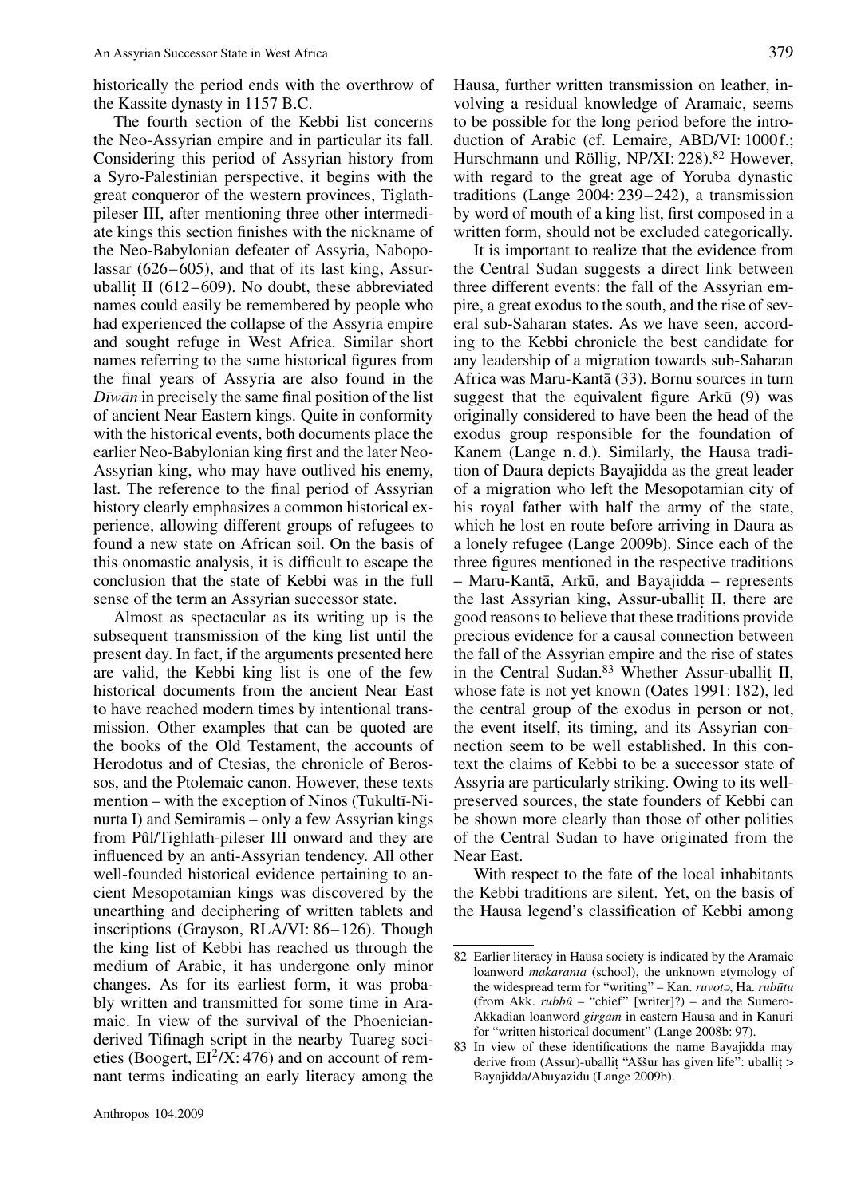historically the period ends with the overthrow of the Kassite dynasty in 1157 B.C.

The fourth section of the Kebbi list concerns the Neo-Assyrian empire and in particular its fall. Considering this period of Assyrian history from a Syro-Palestinian perspective, it begins with the great conqueror of the western provinces, Tiglathpileser III, after mentioning three other intermediate kings this section finishes with the nickname of the Neo-Babylonian defeater of Assyria, Nabopolassar (626–605), and that of its last king, Assur-uballiṭ II (612–609). No doubt, these abbreviated names could easily be remembered by people who had experienced the collapse of the Assyria empire and sought refuge in West Africa. Similar short names referring to the same historical figures from the final years of Assyria are also found in the *Dīwān* in precisely the same final position of the list of ancient Near Eastern kings. Quite in conformity with the historical events, both documents place the earlier Neo-Babylonian king first and the later Neo-Assyrian king, who may have outlived his enemy, last. The reference to the final period of Assyrian history clearly emphasizes a common historical experience, allowing different groups of refugees to found a new state on African soil. On the basis of this onomastic analysis, it is difficult to escape the conclusion that the state of Kebbi was in the full sense of the term an Assyrian successor state.

Almost as spectacular as its writing up is the subsequent transmission of the king list until the present day. In fact, if the arguments presented here are valid, the Kebbi king list is one of the few historical documents from the ancient Near East to have reached modern times by intentional transmission. Other examples that can be quoted are the books of the Old Testament, the accounts of Herodotus and of Ctesias, the chronicle of Berossos, and the Ptolemaic canon. However, these texts mention – with the exception of Ninos (Tukultī-Ninurta I) and Semiramis – only a few Assyrian kings from Pûl/Tighlath-pileser III onward and they are influenced by an anti-Assyrian tendency. All other well-founded historical evidence pertaining to ancient Mesopotamian kings was discovered by the unearthing and deciphering of written tablets and inscriptions (Grayson, RLA/VI: 86–126). Though the king list of Kebbi has reached us through the medium of Arabic, it has undergone only minor changes. As for its earliest form, it was probably written and transmitted for some time in Aramaic. In view of the survival of the Phoenician-derived Tifinagh script in the nearby Tuareg societies (Boogert, EI$^2$/X: 476) and on account of remnant terms indicating an early literacy among the Hausa, further written transmission on leather, involving a residual knowledge of Aramaic, seems to be possible for the long period before the introduction of Arabic (cf. Lemaire, ABD/VI: 1000f.; Hurschmann und Röllig, NP/XI: 228).[82] However, with regard to the great age of Yoruba dynastic traditions (Lange 2004: 239–242), a transmission by word of mouth of a king list, first composed in a written form, should not be excluded categorically.

It is important to realize that the evidence from the Central Sudan suggests a direct link between three different events: the fall of the Assyrian empire, a great exodus to the south, and the rise of several sub-Saharan states. As we have seen, according to the Kebbi chronicle the best candidate for any leadership of a migration towards sub-Saharan Africa was Maru-Kantā (33). Bornu sources in turn suggest that the equivalent figure Arkū (9) was originally considered to have been the head of the exodus group responsible for the foundation of Kanem (Lange n. d.). Similarly, the Hausa tradition of Daura depicts Bayajidda as the great leader of a migration who left the Mesopotamian city of his royal father with half the army of the state, which he lost en route before arriving in Daura as a lonely refugee (Lange 2009b). Since each of the three figures mentioned in the respective traditions – Maru-Kantā, Arkū, and Bayajidda – represents the last Assyrian king, Assur-uballiṭ II, there are good reasons to believe that these traditions provide precious evidence for a causal connection between the fall of the Assyrian empire and the rise of states in the Central Sudan.[83] Whether Assur-uballiṭ II, whose fate is not yet known (Oates 1991: 182), led the central group of the exodus in person or not, the event itself, its timing, and its Assyrian connection seem to be well established. In this context the claims of Kebbi to be a successor state of Assyria are particularly striking. Owing to its well-preserved sources, the state founders of Kebbi can be shown more clearly than those of other polities of the Central Sudan to have originated from the Near East.

With respect to the fate of the local inhabitants the Kebbi traditions are silent. Yet, on the basis of the Hausa legend's classification of Kebbi among

---

82 Earlier literacy in Hausa society is indicated by the Aramaic loanword *makaranta* (school), the unknown etymology of the widespread term for "writing" – Kan. *ruvotə*, Ha. *rubūtu* (from Akk. *rubbû* – "chief" [writer]?) – and the Sumero-Akkadian loanword *girgam* in eastern Hausa and in Kanuri for "written historical document" (Lange 2008b: 97).

83 In view of these identifications the name Bayajidda may derive from (Assur)-uballiṭ "Aššur has given life": uballiṭ > Bayajidda/Abuyazidu (Lange 2009b).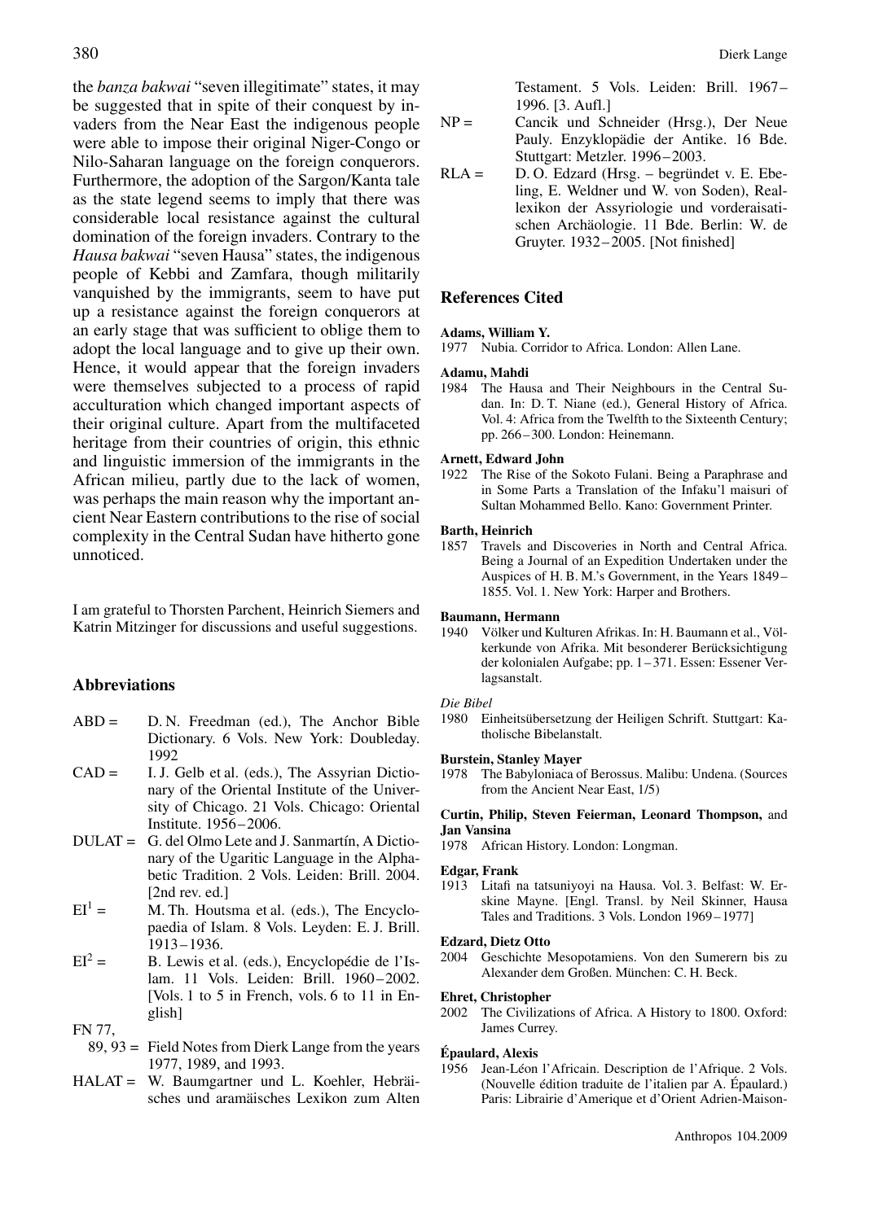the *banza bakwai* "seven illegitimate" states, it may be suggested that in spite of their conquest by invaders from the Near East the indigenous people were able to impose their original Niger-Congo or Nilo-Saharan language on the foreign conquerors. Furthermore, the adoption of the Sargon/Kanta tale as the state legend seems to imply that there was considerable local resistance against the cultural domination of the foreign invaders. Contrary to the *Hausa bakwai* "seven Hausa" states, the indigenous people of Kebbi and Zamfara, though militarily vanquished by the immigrants, seem to have put up a resistance against the foreign conquerors at an early stage that was sufficient to oblige them to adopt the local language and to give up their own. Hence, it would appear that the foreign invaders were themselves subjected to a process of rapid acculturation which changed important aspects of their original culture. Apart from the multifaceted heritage from their countries of origin, this ethnic and linguistic immersion of the immigrants in the African milieu, partly due to the lack of women, was perhaps the main reason why the important ancient Near Eastern contributions to the rise of social complexity in the Central Sudan have hitherto gone unnoticed.

I am grateful to Thorsten Parchent, Heinrich Siemers and Katrin Mitzinger for discussions and useful suggestions.

## Abbreviations

ABD = D. N. Freedman (ed.), The Anchor Bible Dictionary. 6 Vols. New York: Doubleday. 1992

CAD = I. J. Gelb et al. (eds.), The Assyrian Dictionary of the Oriental Institute of the University of Chicago. 21 Vols. Chicago: Oriental Institute. 1956–2006.

DULAT = G. del Olmo Lete and J. Sanmartín, A Dictionary of the Ugaritic Language in the Alphabetic Tradition. 2 Vols. Leiden: Brill. 2004. [2nd rev. ed.]

EI[1] = M. Th. Houtsma et al. (eds.), The Encyclopaedia of Islam. 8 Vols. Leyden: E. J. Brill. 1913–1936.

EI[2] = B. Lewis et al. (eds.), Encyclopédie de l'Islam. 11 Vols. Leiden: Brill. 1960–2002. [Vols. 1 to 5 in French, vols. 6 to 11 in English]

FN 77, 89, 93 = Field Notes from Dierk Lange from the years 1977, 1989, and 1993.

HALAT = W. Baumgartner und L. Koehler, Hebräisches und aramäisches Lexikon zum Alten Testament. 5 Vols. Leiden: Brill. 1967–1996. [3. Aufl.]

NP = Cancik und Schneider (Hrsg.), Der Neue Pauly. Enzyklopädie der Antike. 16 Bde. Stuttgart: Metzler. 1996–2003.

RLA = D. O. Edzard (Hrsg. – begründet v. E. Ebeling, E. Weldner und W. von Soden), Reallexikon der Assyriologie und vorderaisatischen Archäologie. 11 Bde. Berlin: W. de Gruyter. 1932–2005. [Not finished]

## References Cited

**Adams, William Y.**
1977 Nubia. Corridor to Africa. London: Allen Lane.

**Adamu, Mahdi**
1984 The Hausa and Their Neighbours in the Central Sudan. In: D. T. Niane (ed.), General History of Africa. Vol. 4: Africa from the Twelfth to the Sixteenth Century; pp. 266–300. London: Heinemann.

**Arnett, Edward John**
1922 The Rise of the Sokoto Fulani. Being a Paraphrase and in Some Parts a Translation of the Infaku'l maisuri of Sultan Mohammed Bello. Kano: Government Printer.

**Barth, Heinrich**
1857 Travels and Discoveries in North and Central Africa. Being a Journal of an Expedition Undertaken under the Auspices of H. B. M.'s Government, in the Years 1849–1855. Vol. 1. New York: Harper and Brothers.

**Baumann, Hermann**
1940 Völker und Kulturen Afrikas. In: H. Baumann et al., Völkerkunde von Afrika. Mit besonderer Berücksichtigung der kolonialen Aufgabe; pp. 1–371. Essen: Essener Verlagsanstalt.

*Die Bibel*
1980 Einheitsübersetzung der Heiligen Schrift. Stuttgart: Katholische Bibelanstalt.

**Burstein, Stanley Mayer**
1978 The Babyloniaca of Berossus. Malibu: Undena. (Sources from the Ancient Near East, 1/5)

**Curtin, Philip, Steven Feierman, Leonard Thompson,** and **Jan Vansina**
1978 African History. London: Longman.

**Edgar, Frank**
1913 Litafi na tatsuniyoyi na Hausa. Vol. 3. Belfast: W. Erskine Mayne. [Engl. Transl. by Neil Skinner, Hausa Tales and Traditions. 3 Vols. London 1969–1977]

**Edzard, Dietz Otto**
2004 Geschichte Mesopotamiens. Von den Sumerern bis zu Alexander dem Großen. München: C. H. Beck.

**Ehret, Christopher**
2002 The Civilizations of Africa. A History to 1800. Oxford: James Currey.

**Épaulard, Alexis**
1956 Jean-Léon l'Africain. Description de l'Afrique. 2 Vols. (Nouvelle édition traduite de l'italien par A. Épaulard.) Paris: Librairie d'Amerique et d'Orient Adrien-Maison-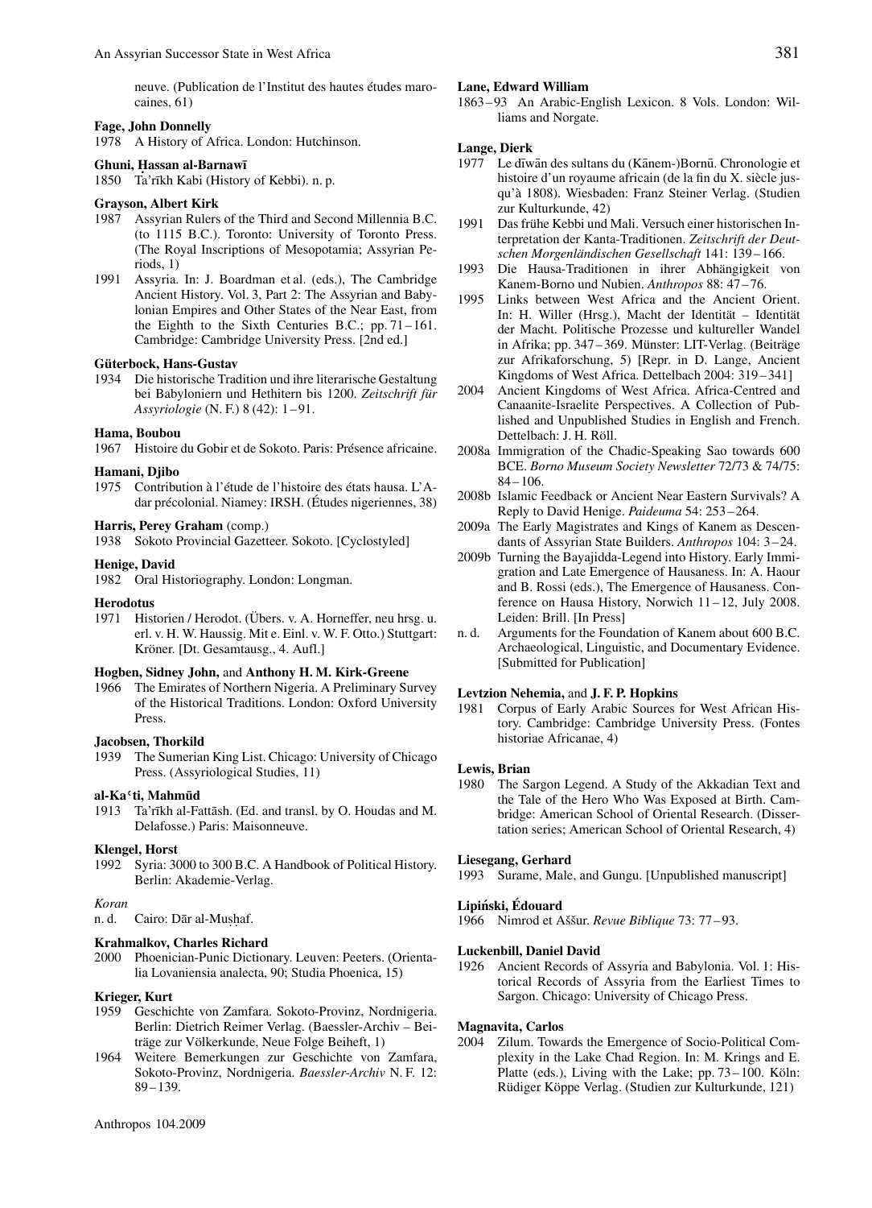neuve. (Publication de l'Institut des hautes études marocaines, 61)

**Fage, John Donnelly**

1978 A History of Africa. London: Hutchinson.

**Ghuni, Ḥassan al-Barnawī**

1850 Ṭa'rīkh Kabi (History of Kebbi). n. p.

**Grayson, Albert Kirk**

1987 Assyrian Rulers of the Third and Second Millennia B.C. (to 1115 B.C.). Toronto: University of Toronto Press. (The Royal Inscriptions of Mesopotamia; Assyrian Periods, 1)

1991 Assyria. In: J. Boardman et al. (eds.), The Cambridge Ancient History. Vol. 3, Part 2: The Assyrian and Babylonian Empires and Other States of the Near East, from the Eighth to the Sixth Centuries B.C.; pp. 71–161. Cambridge: Cambridge University Press. [2nd ed.]

**Güterbock, Hans-Gustav**

1934 Die historische Tradition und ihre literarische Gestaltung bei Babyloniern und Hethitern bis 1200. *Zeitschrift für Assyriologie* (N. F.) 8 (42): 1–91.

**Hama, Boubou**

1967 Histoire du Gobir et de Sokoto. Paris: Présence africaine.

**Hamani, Djibo**

1975 Contribution à l'étude de l'histoire des états hausa. L'Adar précolonial. Niamey: IRSH. (Études nigeriennes, 38)

**Harris, Perey Graham** (comp.)

1938 Sokoto Provincial Gazetteer. Sokoto. [Cyclostyled]

**Henige, David**

1982 Oral Historiography. London: Longman.

**Herodotus**

1971 Historien / Herodot. (Übers. v. A. Horneffer, neu hrsg. u. erl. v. H. W. Haussig. Mit e. Einl. v. W. F. Otto.) Stuttgart: Kröner. [Dt. Gesamtausg., 4. Aufl.]

**Hogben, Sidney John,** and **Anthony H. M. Kirk-Greene**

1966 The Emirates of Northern Nigeria. A Preliminary Survey of the Historical Traditions. London: Oxford University Press.

**Jacobsen, Thorkild**

1939 The Sumerian King List. Chicago: University of Chicago Press. (Assyriological Studies, 11)

**al-Kaʿti, Mahmūd**

1913 Ta'rīkh al-Fattāsh. (Ed. and transl. by O. Houdas and M. Delafosse.) Paris: Maisonneuve.

**Klengel, Horst**

1992 Syria: 3000 to 300 B.C. A Handbook of Political History. Berlin: Akademie-Verlag.

*Koran*

n. d. Cairo: Dār al-Muṣḥaf.

**Krahmalkov, Charles Richard**

2000 Phoenician-Punic Dictionary. Leuven: Peeters. (Orientalia Lovaniensia analecta, 90; Studia Phoenica, 15)

**Krieger, Kurt**

1959 Geschichte von Zamfara. Sokoto-Provinz, Nordnigeria. Berlin: Dietrich Reimer Verlag. (Baessler-Archiv – Beiträge zur Völkerkunde, Neue Folge Beiheft, 1)

1964 Weitere Bemerkungen zur Geschichte von Zamfara, Sokoto-Provinz, Nordnigeria. *Baessler-Archiv* N. F. 12: 89–139.

**Lane, Edward William**

1863–93 An Arabic-English Lexicon. 8 Vols. London: Williams and Norgate.

**Lange, Dierk**

1977 Le dīwān des sultans du (Kānem-)Bornū. Chronologie et histoire d'un royaume africain (de la fin du X. siècle jusqu'à 1808). Wiesbaden: Franz Steiner Verlag. (Studien zur Kulturkunde, 42)

1991 Das frühe Kebbi und Mali. Versuch einer historischen Interpretation der Kanta-Traditionen. *Zeitschrift der Deutschen Morgenländischen Gesellschaft* 141: 139–166.

1993 Die Hausa-Traditionen in ihrer Abhängigkeit von Kanem-Borno und Nubien. *Anthropos* 88: 47–76.

1995 Links between West Africa and the Ancient Orient. In: H. Willer (Hrsg.), Macht der Identität – Identität der Macht. Politische Prozesse und kultureller Wandel in Afrika; pp. 347–369. Münster: LIT-Verlag. (Beiträge zur Afrikaforschung, 5) [Repr. in D. Lange, Ancient Kingdoms of West Africa. Dettelbach 2004: 319–341]

2004 Ancient Kingdoms of West Africa. Africa-Centred and Canaanite-Israelite Perspectives. A Collection of Published and Unpublished Studies in English and French. Dettelbach: J. H. Röll.

2008a Immigration of the Chadic-Speaking Sao towards 600 BCE. *Borno Museum Society Newsletter* 72/73 & 74/75: 84–106.

2008b Islamic Feedback or Ancient Near Eastern Survivals? A Reply to David Henige. *Paideuma* 54: 253–264.

2009a The Early Magistrates and Kings of Kanem as Descendants of Assyrian State Builders. *Anthropos* 104: 3–24.

2009b Turning the Bayajidda-Legend into History. Early Immigration and Late Emergence of Hausaness. In: A. Haour and B. Rossi (eds.), The Emergence of Hausaness. Conference on Hausa History, Norwich 11–12, July 2008. Leiden: Brill. [In Press]

n. d. Arguments for the Foundation of Kanem about 600 B.C. Archaeological, Linguistic, and Documentary Evidence. [Submitted for Publication]

**Levtzion Nehemia,** and **J. F. P. Hopkins**

1981 Corpus of Early Arabic Sources for West African History. Cambridge: Cambridge University Press. (Fontes historiae Africanae, 4)

**Lewis, Brian**

1980 The Sargon Legend. A Study of the Akkadian Text and the Tale of the Hero Who Was Exposed at Birth. Cambridge: American School of Oriental Research. (Dissertation series; American School of Oriental Research, 4)

**Liesegang, Gerhard**

1993 Surame, Male, and Gungu. [Unpublished manuscript]

**Lipiński, Édouard**

1966 Nimrod et Aššur. *Revue Biblique* 73: 77–93.

**Luckenbill, Daniel David**

1926 Ancient Records of Assyria and Babylonia. Vol. 1: Historical Records of Assyria from the Earliest Times to Sargon. Chicago: University of Chicago Press.

**Magnavita, Carlos**

2004 Zilum. Towards the Emergence of Socio-Political Complexity in the Lake Chad Region. In: M. Krings and E. Platte (eds.), Living with the Lake; pp. 73–100. Köln: Rüdiger Köppe Verlag. (Studien zur Kulturkunde, 121)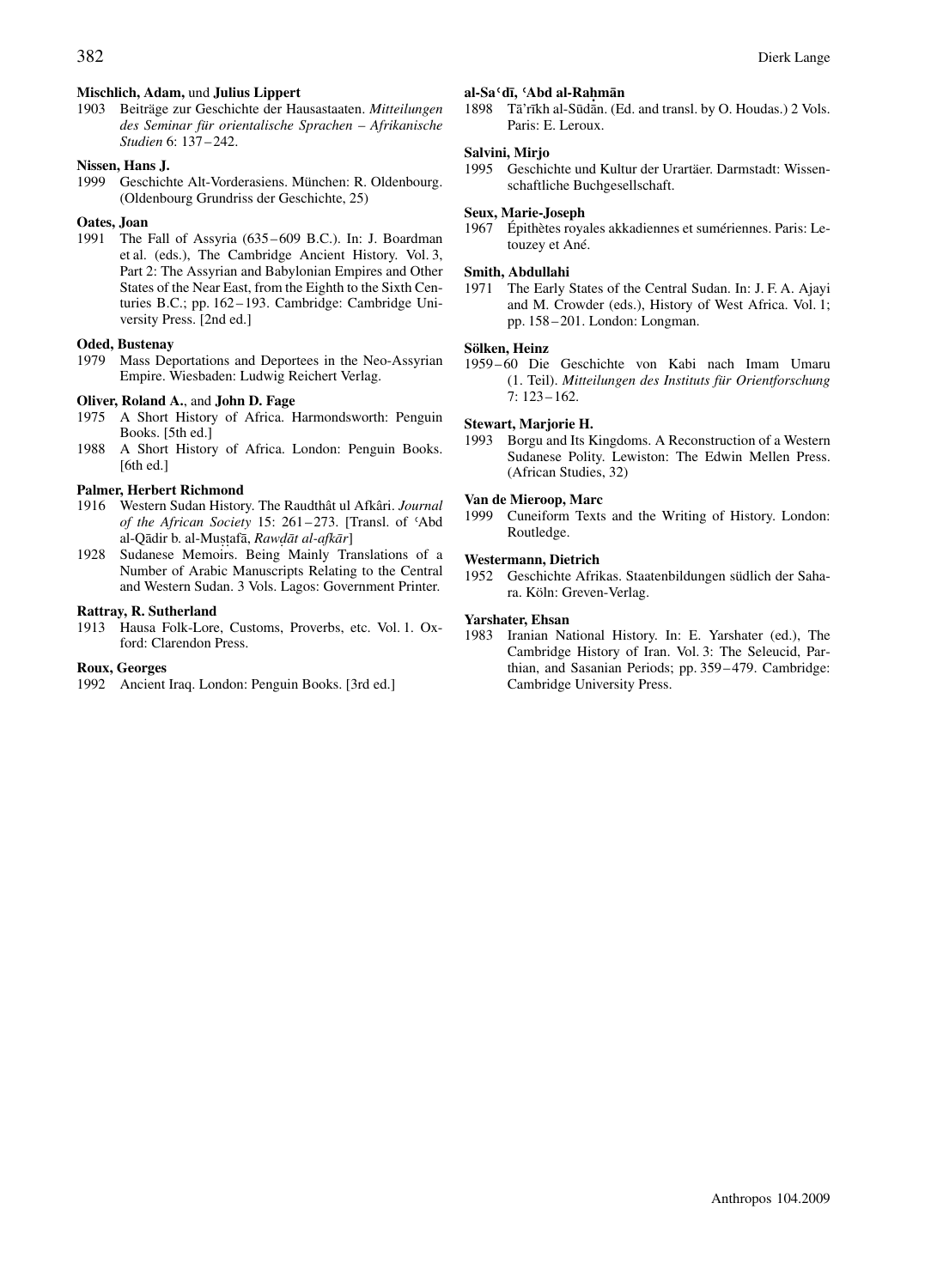**Mischlich, Adam,** und **Julius Lippert**

1903 Beiträge zur Geschichte der Hausastaaten. *Mitteilungen des Seminar für orientalische Sprachen – Afrikanische Studien* 6: 137 – 242.

**Nissen, Hans J.**

1999 Geschichte Alt-Vorderasiens. München: R. Oldenbourg. (Oldenbourg Grundriss der Geschichte, 25)

**Oates, Joan**

1991 The Fall of Assyria (635 – 609 B.C.). In: J. Boardman et al. (eds.), The Cambridge Ancient History. Vol. 3, Part 2: The Assyrian and Babylonian Empires and Other States of the Near East, from the Eighth to the Sixth Centuries B.C.; pp. 162 – 193. Cambridge: Cambridge University Press. [2nd ed.]

**Oded, Bustenay**

1979 Mass Deportations and Deportees in the Neo-Assyrian Empire. Wiesbaden: Ludwig Reichert Verlag.

**Oliver, Roland A.**, and **John D. Fage**

1975 A Short History of Africa. Harmondsworth: Penguin Books. [5th ed.]

1988 A Short History of Africa. London: Penguin Books. [6th ed.]

**Palmer, Herbert Richmond**

1916 Western Sudan History. The Raudthât ul Afkâri. *Journal of the African Society* 15: 261 – 273. [Transl. of ʿAbd al-Qādir b. al-Muṣṭafā, *Rawḍāt al-afkār*]

1928 Sudanese Memoirs. Being Mainly Translations of a Number of Arabic Manuscripts Relating to the Central and Western Sudan. 3 Vols. Lagos: Government Printer.

**Rattray, R. Sutherland**

1913 Hausa Folk-Lore, Customs, Proverbs, etc. Vol. 1. Oxford: Clarendon Press.

**Roux, Georges**

1992 Ancient Iraq. London: Penguin Books. [3rd ed.]

**al-Saʿdī, ʿAbd al-Raḥmān**

1898 Tā'rīkh al-Sūdān. (Ed. and transl. by O. Houdas.) 2 Vols. Paris: E. Leroux.

**Salvini, Mirjo**

1995 Geschichte und Kultur der Urartäer. Darmstadt: Wissenschaftliche Buchgesellschaft.

**Seux, Marie-Joseph**

1967 Épithètes royales akkadiennes et sumériennes. Paris: Letouzey et Ané.

**Smith, Abdullahi**

1971 The Early States of the Central Sudan. In: J. F. A. Ajayi and M. Crowder (eds.), History of West Africa. Vol. 1; pp. 158 – 201. London: Longman.

**Sölken, Heinz**

1959 – 60 Die Geschichte von Kabi nach Imam Umaru (1. Teil). *Mitteilungen des Instituts für Orientforschung* 7: 123 – 162.

**Stewart, Marjorie H.**

1993 Borgu and Its Kingdoms. A Reconstruction of a Western Sudanese Polity. Lewiston: The Edwin Mellen Press. (African Studies, 32)

**Van de Mieroop, Marc**

1999 Cuneiform Texts and the Writing of History. London: Routledge.

**Westermann, Dietrich**

1952 Geschichte Afrikas. Staatenbildungen südlich der Sahara. Köln: Greven-Verlag.

**Yarshater, Ehsan**

1983 Iranian National History. In: E. Yarshater (ed.), The Cambridge History of Iran. Vol. 3: The Seleucid, Parthian, and Sasanian Periods; pp. 359 – 479. Cambridge: Cambridge University Press.